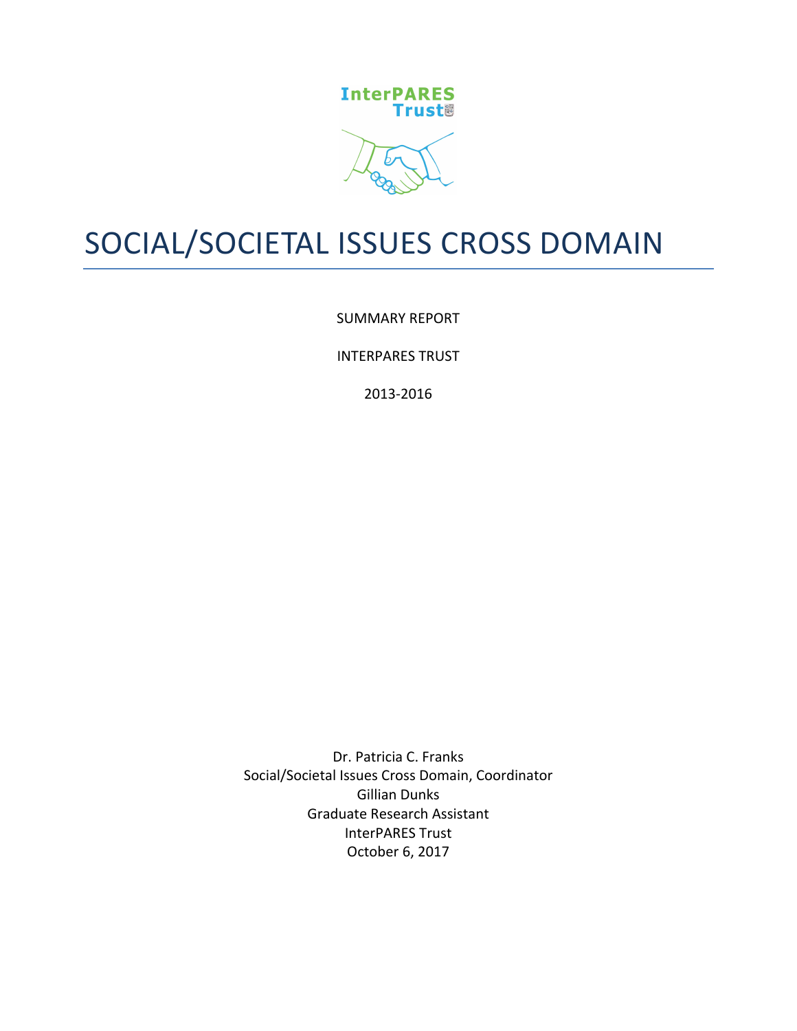InterPARES Trust

# SOCIAL/SOCIETAL ISSUES CROSS DOMAIN

SUMMARY REPORT

INTERPARES TRUST

2013-2016

Dr. Patricia C. Franks
Social/Societal Issues Cross Domain, Coordinator
Gillian Dunks
Graduate Research Assistant
InterPARES Trust
October 6, 2017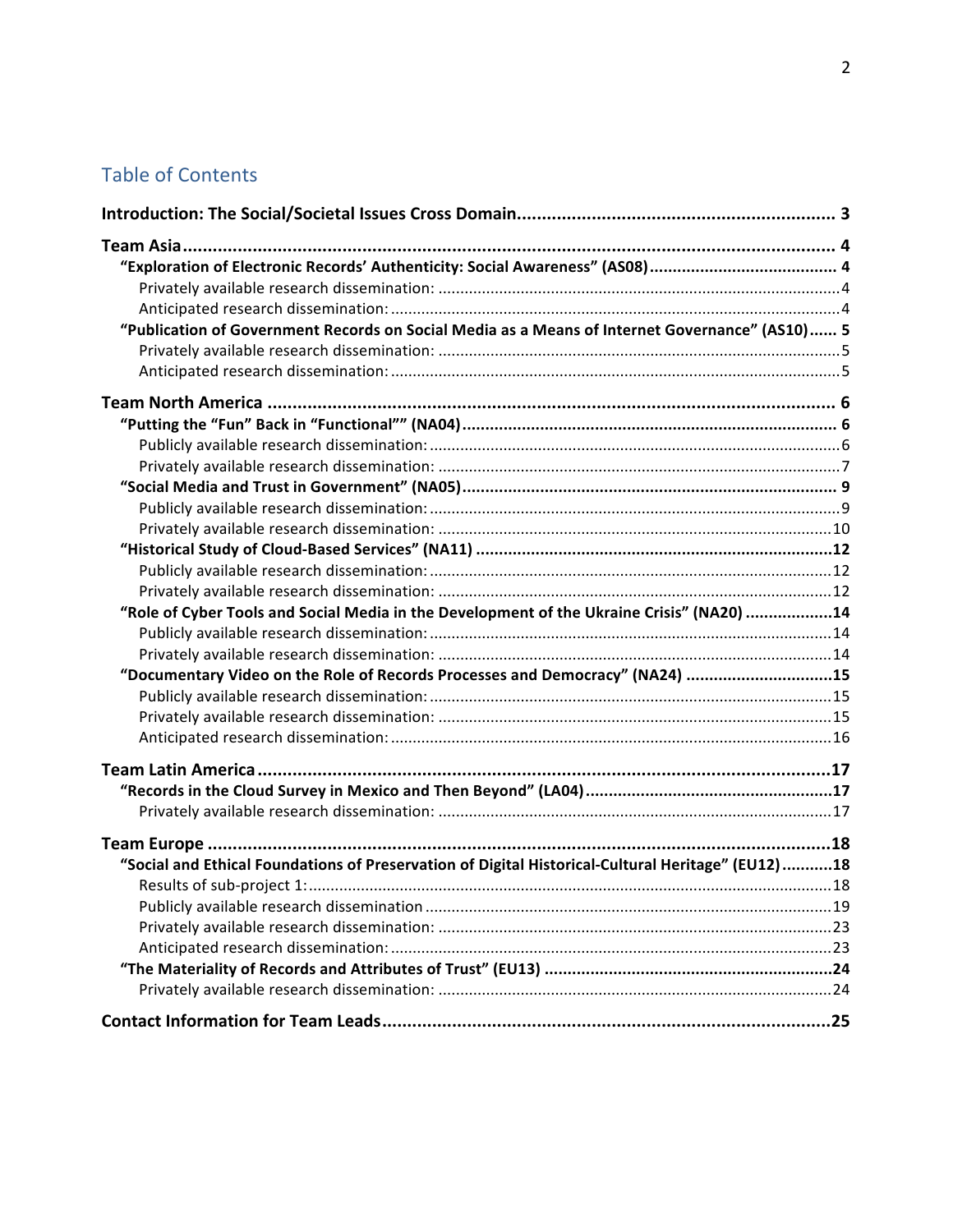## Table of Contents

**Introduction: The Social/Societal Issues Cross Domain................................................................ 3**

**Team Asia...................................................................................................................................... 4**

- **"Exploration of Electronic Records' Authenticity: Social Awareness" (AS08)........................................ 4**
    - Privately available research dissemination: ............................................................................................4
    - Anticipated research dissemination: .......................................................................................................4
- **"Publication of Government Records on Social Media as a Means of Internet Governance" (AS10)...... 5**
    - Privately available research dissemination: ............................................................................................5
    - Anticipated research dissemination: .......................................................................................................5

**Team North America ................................................................................................................... 6**

- **"Putting the "Fun" Back in "Functional"" (NA04)................................................................................. 6**
    - Publicly available research dissemination: ...............................................................................................6
    - Privately available research dissemination: ............................................................................................7
- **"Social Media and Trust in Government" (NA05)................................................................................. 9**
    - Publicly available research dissemination: ...............................................................................................9
    - Privately available research dissemination: ..........................................................................................10
- **"Historical Study of Cloud-Based Services" (NA11) .............................................................................12**
    - Publicly available research dissemination: .............................................................................................12
    - Privately available research dissemination: ..........................................................................................12
- **"Role of Cyber Tools and Social Media in the Development of the Ukraine Crisis" (NA20) ..................14**
    - Publicly available research dissemination: .............................................................................................14
    - Privately available research dissemination: ..........................................................................................14
- **"Documentary Video on the Role of Records Processes and Democracy" (NA24) ................................15**
    - Publicly available research dissemination: .............................................................................................15
    - Privately available research dissemination: ..........................................................................................15
    - Anticipated research dissemination: .....................................................................................................16

**Team Latin America ...................................................................................................................17**

- **"Records in the Cloud Survey in Mexico and Then Beyond" (LA04)......................................................17**
    - Privately available research dissemination: ..........................................................................................17

**Team Europe ...............................................................................................................................18**

- **"Social and Ethical Foundations of Preservation of Digital Historical-Cultural Heritage" (EU12)...........18**
    - Results of sub-project 1:.........................................................................................................................18
    - Publicly available research dissemination .............................................................................................19
    - Privately available research dissemination: ..........................................................................................23
    - Anticipated research dissemination: .....................................................................................................23
- **"The Materiality of Records and Attributes of Trust" (EU13) ..............................................................24**
    - Privately available research dissemination: ..........................................................................................24

**Contact Information for Team Leads..........................................................................................25**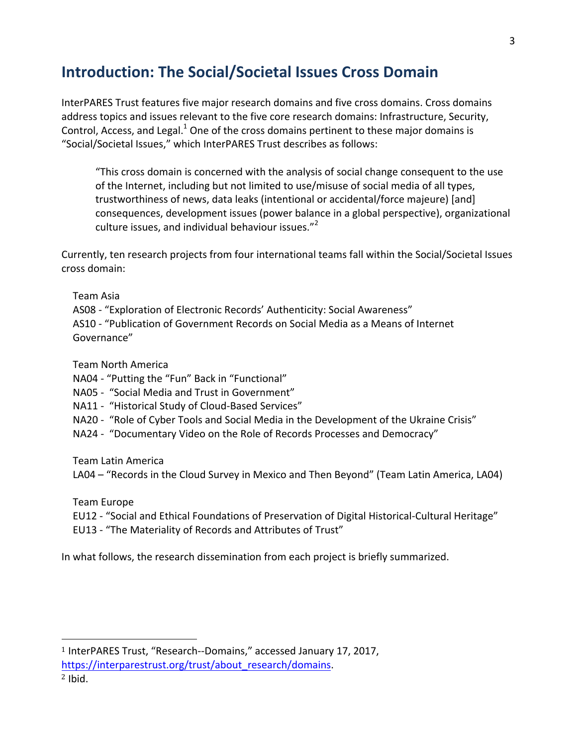## Introduction: The Social/Societal Issues Cross Domain

InterPARES Trust features five major research domains and five cross domains. Cross domains address topics and issues relevant to the five core research domains: Infrastructure, Security, Control, Access, and Legal.[1] One of the cross domains pertinent to these major domains is "Social/Societal Issues," which InterPARES Trust describes as follows:

> "This cross domain is concerned with the analysis of social change consequent to the use of the Internet, including but not limited to use/misuse of social media of all types, trustworthiness of news, data leaks (intentional or accidental/force majeure) [and] consequences, development issues (power balance in a global perspective), organizational culture issues, and individual behaviour issues."[2]

Currently, ten research projects from four international teams fall within the Social/Societal Issues cross domain:

Team Asia
AS08 - "Exploration of Electronic Records' Authenticity: Social Awareness"
AS10 - "Publication of Government Records on Social Media as a Means of Internet Governance"

Team North America
NA04 - "Putting the "Fun" Back in "Functional"
NA05 - "Social Media and Trust in Government"
NA11 - "Historical Study of Cloud-Based Services"
NA20 - "Role of Cyber Tools and Social Media in the Development of the Ukraine Crisis"
NA24 - "Documentary Video on the Role of Records Processes and Democracy"

Team Latin America
LA04 – "Records in the Cloud Survey in Mexico and Then Beyond" (Team Latin America, LA04)

Team Europe
EU12 - "Social and Ethical Foundations of Preservation of Digital Historical-Cultural Heritage"
EU13 - "The Materiality of Records and Attributes of Trust"

In what follows, the research dissemination from each project is briefly summarized.

---

[1] InterPARES Trust, "Research--Domains," accessed January 17, 2017, https://interparestrust.org/trust/about_research/domains.

[2] Ibid.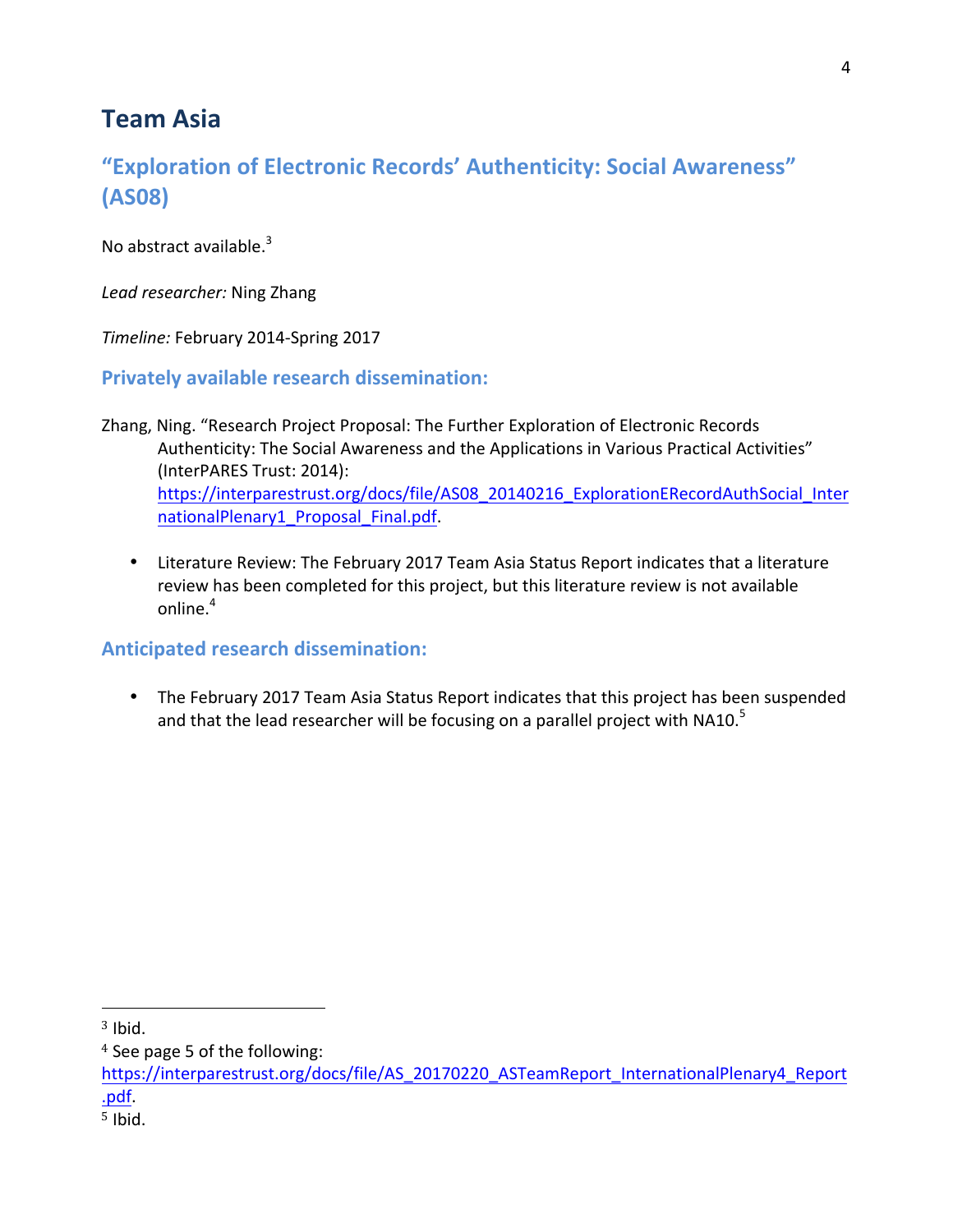# Team Asia

## "Exploration of Electronic Records' Authenticity: Social Awareness" (AS08)

No abstract available.[3]

*Lead researcher:* Ning Zhang

*Timeline:* February 2014-Spring 2017

### Privately available research dissemination:

Zhang, Ning. "Research Project Proposal: The Further Exploration of Electronic Records Authenticity: The Social Awareness and the Applications in Various Practical Activities" (InterPARES Trust: 2014): https://interparestrust.org/docs/file/AS08_20140216_ExplorationERecordAuthSocial_InternationalPlenary1_Proposal_Final.pdf.

- Literature Review: The February 2017 Team Asia Status Report indicates that a literature review has been completed for this project, but this literature review is not available online.[4]

### Anticipated research dissemination:

- The February 2017 Team Asia Status Report indicates that this project has been suspended and that the lead researcher will be focusing on a parallel project with NA10.[5]

---

[3] Ibid.

[4] See page 5 of the following: https://interparestrust.org/docs/file/AS_20170220_ASTeamReport_InternationalPlenary4_Report.pdf.

[5] Ibid.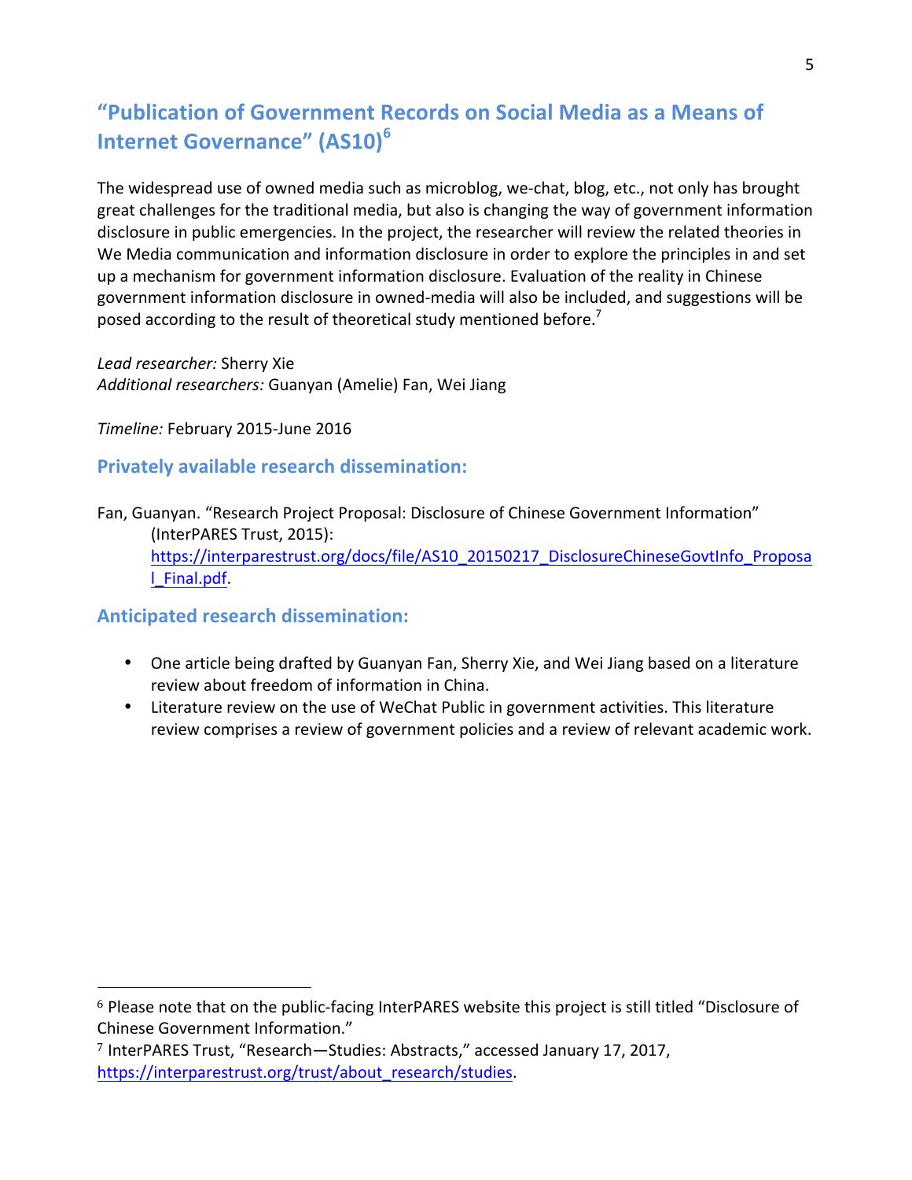## "Publication of Government Records on Social Media as a Means of Internet Governance" (AS10)[6]

The widespread use of owned media such as microblog, we-chat, blog, etc., not only has brought great challenges for the traditional media, but also is changing the way of government information disclosure in public emergencies. In the project, the researcher will review the related theories in We Media communication and information disclosure in order to explore the principles in and set up a mechanism for government information disclosure. Evaluation of the reality in Chinese government information disclosure in owned-media will also be included, and suggestions will be posed according to the result of theoretical study mentioned before.[7]

*Lead researcher:* Sherry Xie
*Additional researchers:* Guanyan (Amelie) Fan, Wei Jiang

*Timeline:* February 2015-June 2016

### Privately available research dissemination:

Fan, Guanyan. "Research Project Proposal: Disclosure of Chinese Government Information" (InterPARES Trust, 2015): https://interparestrust.org/docs/file/AS10_20150217_DisclosureChineseGovtInfo_Proposal_Final.pdf.

### Anticipated research dissemination:

- One article being drafted by Guanyan Fan, Sherry Xie, and Wei Jiang based on a literature review about freedom of information in China.
- Literature review on the use of WeChat Public in government activities. This literature review comprises a review of government policies and a review of relevant academic work.

---

[6] Please note that on the public-facing InterPARES website this project is still titled "Disclosure of Chinese Government Information."

[7] InterPARES Trust, "Research—Studies: Abstracts," accessed January 17, 2017, https://interparestrust.org/trust/about_research/studies.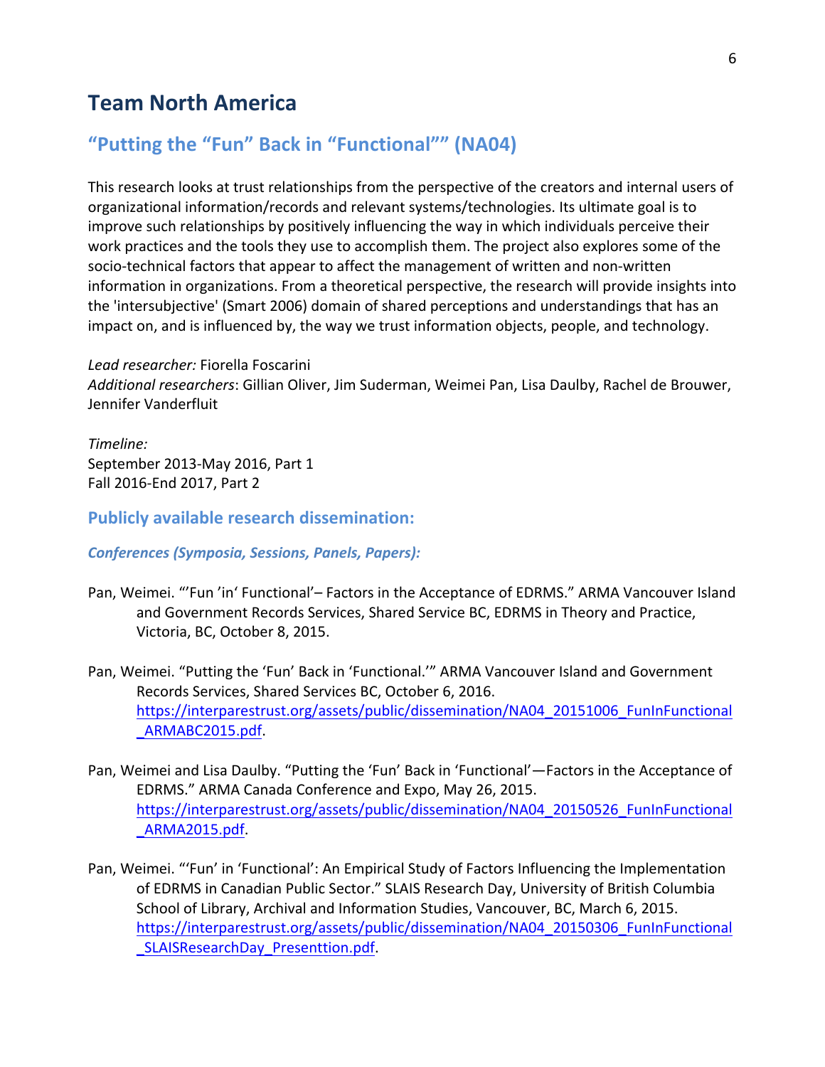# Team North America

## "Putting the "Fun" Back in "Functional"" (NA04)

This research looks at trust relationships from the perspective of the creators and internal users of organizational information/records and relevant systems/technologies. Its ultimate goal is to improve such relationships by positively influencing the way in which individuals perceive their work practices and the tools they use to accomplish them. The project also explores some of the socio-technical factors that appear to affect the management of written and non-written information in organizations. From a theoretical perspective, the research will provide insights into the 'intersubjective' (Smart 2006) domain of shared perceptions and understandings that has an impact on, and is influenced by, the way we trust information objects, people, and technology.

*Lead researcher:* Fiorella Foscarini
*Additional researchers*: Gillian Oliver, Jim Suderman, Weimei Pan, Lisa Daulby, Rachel de Brouwer, Jennifer Vanderfluit

*Timeline:*
September 2013-May 2016, Part 1
Fall 2016-End 2017, Part 2

### Publicly available research dissemination:

#### *Conferences (Symposia, Sessions, Panels, Papers):*

Pan, Weimei. "'Fun 'in' Functional'– Factors in the Acceptance of EDRMS." ARMA Vancouver Island and Government Records Services, Shared Service BC, EDRMS in Theory and Practice, Victoria, BC, October 8, 2015.

Pan, Weimei. "Putting the 'Fun' Back in 'Functional.'" ARMA Vancouver Island and Government Records Services, Shared Services BC, October 6, 2016. https://interparestrust.org/assets/public/dissemination/NA04_20151006_FunInFunctional_ARMABC2015.pdf.

Pan, Weimei and Lisa Daulby. "Putting the 'Fun' Back in 'Functional'—Factors in the Acceptance of EDRMS." ARMA Canada Conference and Expo, May 26, 2015. https://interparestrust.org/assets/public/dissemination/NA04_20150526_FunInFunctional_ARMA2015.pdf.

Pan, Weimei. "'Fun' in 'Functional': An Empirical Study of Factors Influencing the Implementation of EDRMS in Canadian Public Sector." SLAIS Research Day, University of British Columbia School of Library, Archival and Information Studies, Vancouver, BC, March 6, 2015. https://interparestrust.org/assets/public/dissemination/NA04_20150306_FunInFunctional_SLAISResearchDay_Presenttion.pdf.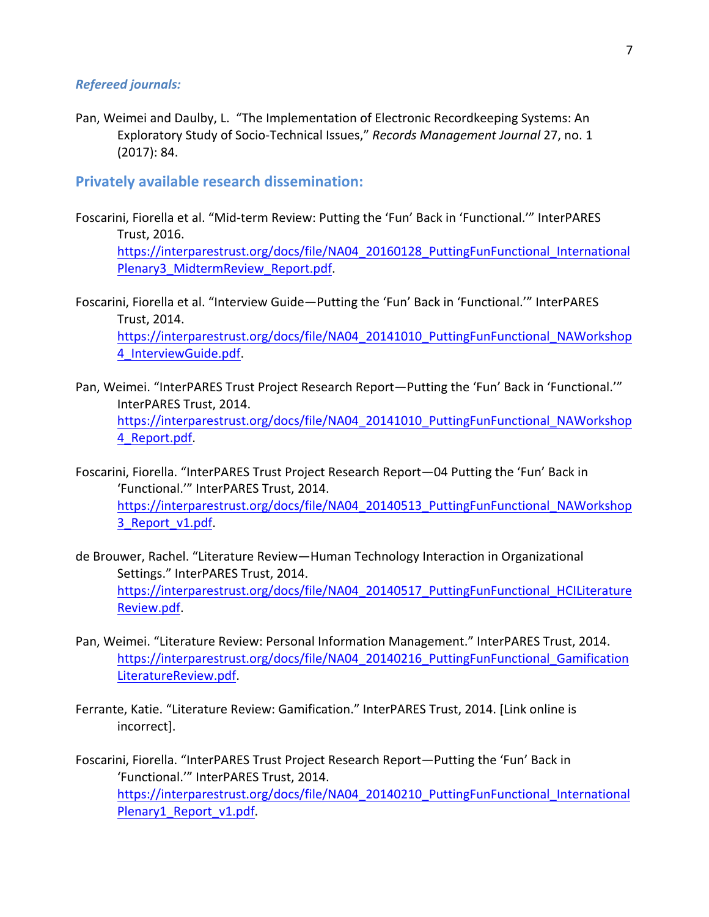*Refereed journals:*

Pan, Weimei and Daulby, L. "The Implementation of Electronic Recordkeeping Systems: An Exploratory Study of Socio-Technical Issues," *Records Management Journal* 27, no. 1 (2017): 84.

## Privately available research dissemination:

Foscarini, Fiorella et al. "Mid-term Review: Putting the 'Fun' Back in 'Functional.'" InterPARES Trust, 2016. https://interparestrust.org/docs/file/NA04_20160128_PuttingFunFunctional_InternationalPlenary3_MidtermReview_Report.pdf.

Foscarini, Fiorella et al. "Interview Guide—Putting the 'Fun' Back in 'Functional.'" InterPARES Trust, 2014. https://interparestrust.org/docs/file/NA04_20141010_PuttingFunFunctional_NAWorkshop4_InterviewGuide.pdf.

Pan, Weimei. "InterPARES Trust Project Research Report—Putting the 'Fun' Back in 'Functional.'" InterPARES Trust, 2014. https://interparestrust.org/docs/file/NA04_20141010_PuttingFunFunctional_NAWorkshop4_Report.pdf.

Foscarini, Fiorella. "InterPARES Trust Project Research Report—04 Putting the 'Fun' Back in 'Functional.'" InterPARES Trust, 2014. https://interparestrust.org/docs/file/NA04_20140513_PuttingFunFunctional_NAWorkshop3_Report_v1.pdf.

de Brouwer, Rachel. "Literature Review—Human Technology Interaction in Organizational Settings." InterPARES Trust, 2014. https://interparestrust.org/docs/file/NA04_20140517_PuttingFunFunctional_HCILiteratureReview.pdf.

Pan, Weimei. "Literature Review: Personal Information Management." InterPARES Trust, 2014. https://interparestrust.org/docs/file/NA04_20140216_PuttingFunFunctional_GamificationLiteratureReview.pdf.

Ferrante, Katie. "Literature Review: Gamification." InterPARES Trust, 2014. [Link online is incorrect].

Foscarini, Fiorella. "InterPARES Trust Project Research Report—Putting the 'Fun' Back in 'Functional.'" InterPARES Trust, 2014. https://interparestrust.org/docs/file/NA04_20140210_PuttingFunFunctional_InternationalPlenary1_Report_v1.pdf.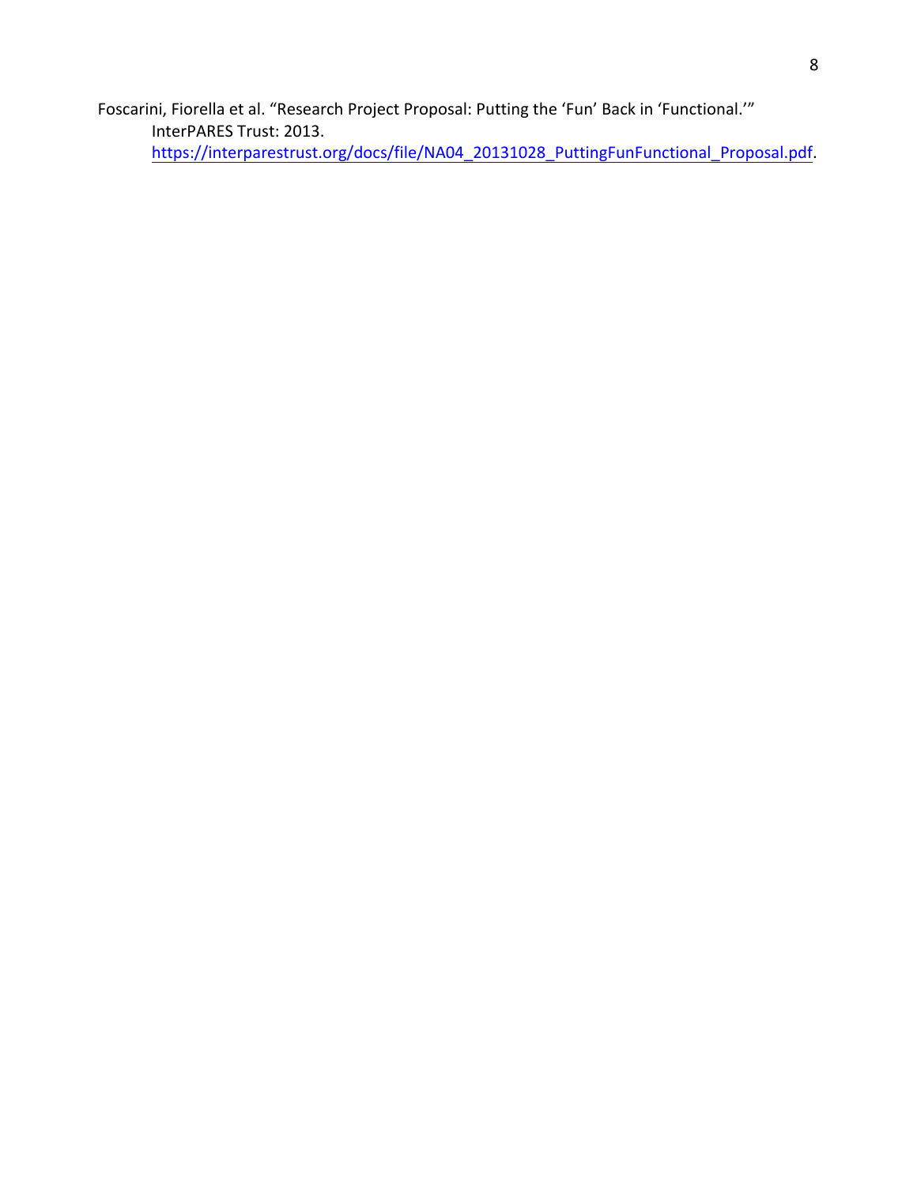Foscarini, Fiorella et al. "Research Project Proposal: Putting the 'Fun' Back in 'Functional.'" InterPARES Trust: 2013. https://interparestrust.org/docs/file/NA04_20131028_PuttingFunFunctional_Proposal.pdf.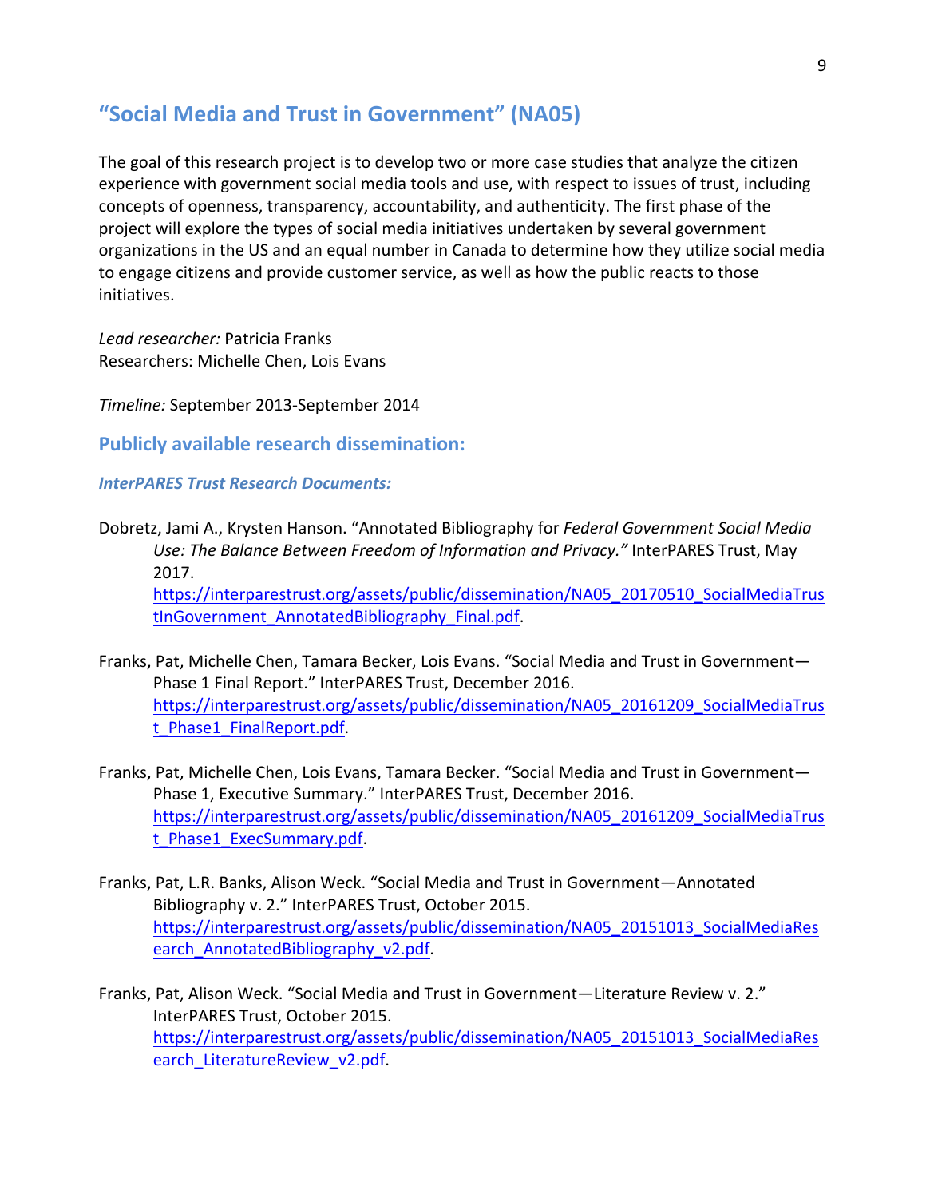## "Social Media and Trust in Government" (NA05)

The goal of this research project is to develop two or more case studies that analyze the citizen experience with government social media tools and use, with respect to issues of trust, including concepts of openness, transparency, accountability, and authenticity. The first phase of the project will explore the types of social media initiatives undertaken by several government organizations in the US and an equal number in Canada to determine how they utilize social media to engage citizens and provide customer service, as well as how the public reacts to those initiatives.

*Lead researcher:* Patricia Franks
Researchers: Michelle Chen, Lois Evans

*Timeline:* September 2013-September 2014

### Publicly available research dissemination:

#### *InterPARES Trust Research Documents:*

Dobretz, Jami A., Krysten Hanson. "Annotated Bibliography for *Federal Government Social Media Use: The Balance Between Freedom of Information and Privacy."* InterPARES Trust, May 2017. https://interparestrust.org/assets/public/dissemination/NA05_20170510_SocialMediaTrustInGovernment_AnnotatedBibliography_Final.pdf.

Franks, Pat, Michelle Chen, Tamara Becker, Lois Evans. "Social Media and Trust in Government—Phase 1 Final Report." InterPARES Trust, December 2016. https://interparestrust.org/assets/public/dissemination/NA05_20161209_SocialMediaTrust_Phase1_FinalReport.pdf.

Franks, Pat, Michelle Chen, Lois Evans, Tamara Becker. "Social Media and Trust in Government—Phase 1, Executive Summary." InterPARES Trust, December 2016. https://interparestrust.org/assets/public/dissemination/NA05_20161209_SocialMediaTrust_Phase1_ExecSummary.pdf.

Franks, Pat, L.R. Banks, Alison Weck. "Social Media and Trust in Government—Annotated Bibliography v. 2." InterPARES Trust, October 2015. https://interparestrust.org/assets/public/dissemination/NA05_20151013_SocialMediaResearch_AnnotatedBibliography_v2.pdf.

Franks, Pat, Alison Weck. "Social Media and Trust in Government—Literature Review v. 2." InterPARES Trust, October 2015. https://interparestrust.org/assets/public/dissemination/NA05_20151013_SocialMediaResearch_LiteratureReview_v2.pdf.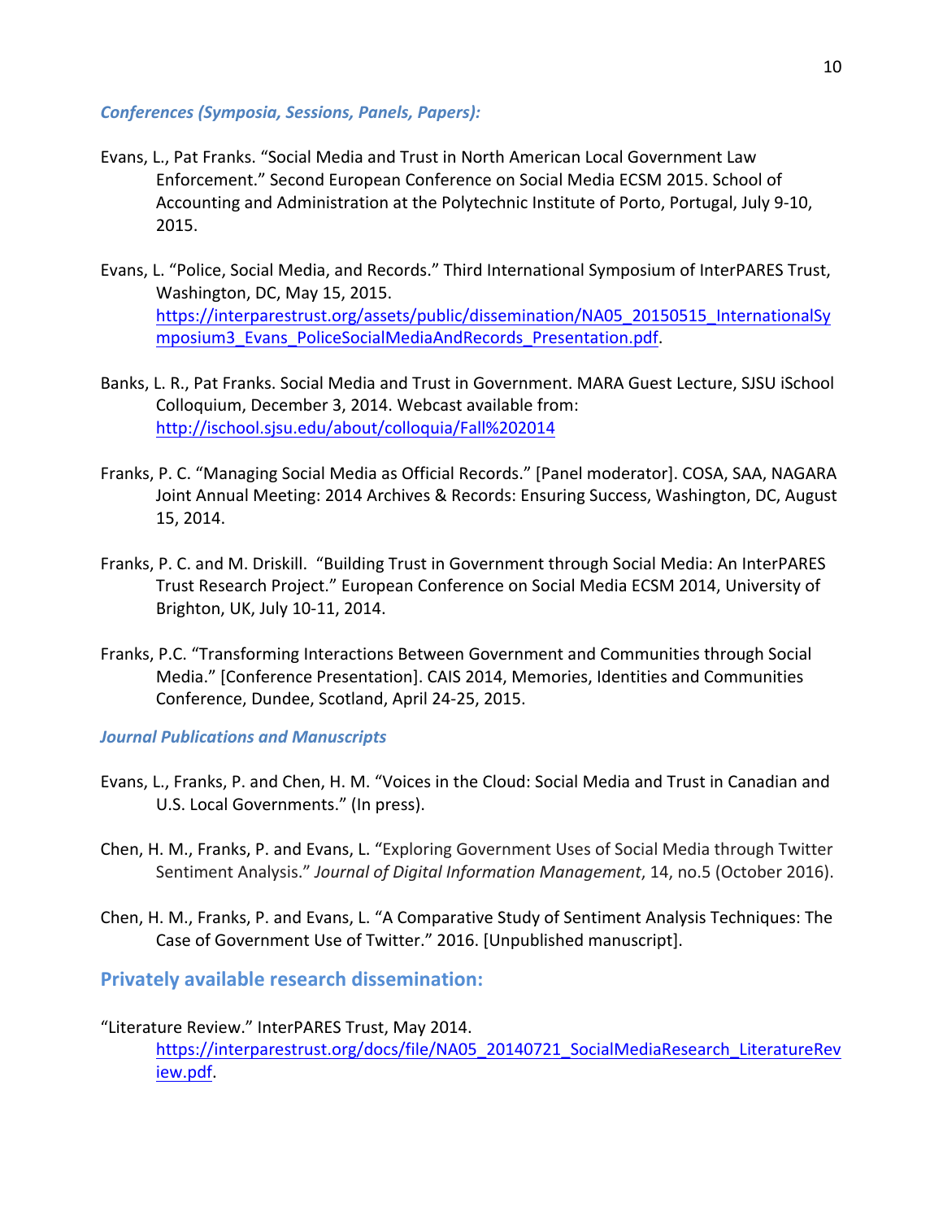### *Conferences (Symposia, Sessions, Panels, Papers):*

Evans, L., Pat Franks. "Social Media and Trust in North American Local Government Law Enforcement." Second European Conference on Social Media ECSM 2015. School of Accounting and Administration at the Polytechnic Institute of Porto, Portugal, July 9-10, 2015.

Evans, L. "Police, Social Media, and Records." Third International Symposium of InterPARES Trust, Washington, DC, May 15, 2015. https://interparestrust.org/assets/public/dissemination/NA05_20150515_InternationalSymposium3_Evans_PoliceSocialMediaAndRecords_Presentation.pdf.

Banks, L. R., Pat Franks. Social Media and Trust in Government. MARA Guest Lecture, SJSU iSchool Colloquium, December 3, 2014. Webcast available from: http://ischool.sjsu.edu/about/colloquia/Fall%202014

Franks, P. C. "Managing Social Media as Official Records." [Panel moderator]. COSA, SAA, NAGARA Joint Annual Meeting: 2014 Archives & Records: Ensuring Success, Washington, DC, August 15, 2014.

Franks, P. C. and M. Driskill. "Building Trust in Government through Social Media: An InterPARES Trust Research Project." European Conference on Social Media ECSM 2014, University of Brighton, UK, July 10-11, 2014.

Franks, P.C. "Transforming Interactions Between Government and Communities through Social Media." [Conference Presentation]. CAIS 2014, Memories, Identities and Communities Conference, Dundee, Scotland, April 24-25, 2015.

### *Journal Publications and Manuscripts*

Evans, L., Franks, P. and Chen, H. M. "Voices in the Cloud: Social Media and Trust in Canadian and U.S. Local Governments." (In press).

Chen, H. M., Franks, P. and Evans, L. "Exploring Government Uses of Social Media through Twitter Sentiment Analysis." *Journal of Digital Information Management*, 14, no.5 (October 2016).

Chen, H. M., Franks, P. and Evans, L. "A Comparative Study of Sentiment Analysis Techniques: The Case of Government Use of Twitter." 2016. [Unpublished manuscript].

## Privately available research dissemination:

"Literature Review." InterPARES Trust, May 2014. https://interparestrust.org/docs/file/NA05_20140721_SocialMediaResearch_LiteratureReview.pdf.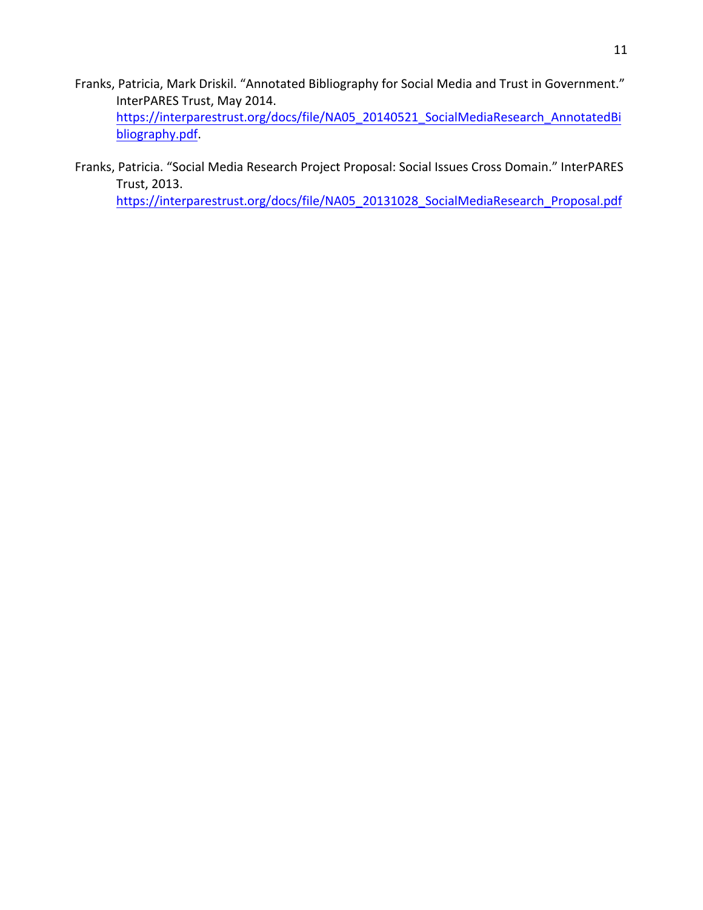Franks, Patricia, Mark Driskil. “Annotated Bibliography for Social Media and Trust in Government.” InterPARES Trust, May 2014. https://interparestrust.org/docs/file/NA05_20140521_SocialMediaResearch_AnnotatedBibliography.pdf.

Franks, Patricia. “Social Media Research Project Proposal: Social Issues Cross Domain.” InterPARES Trust, 2013. https://interparestrust.org/docs/file/NA05_20131028_SocialMediaResearch_Proposal.pdf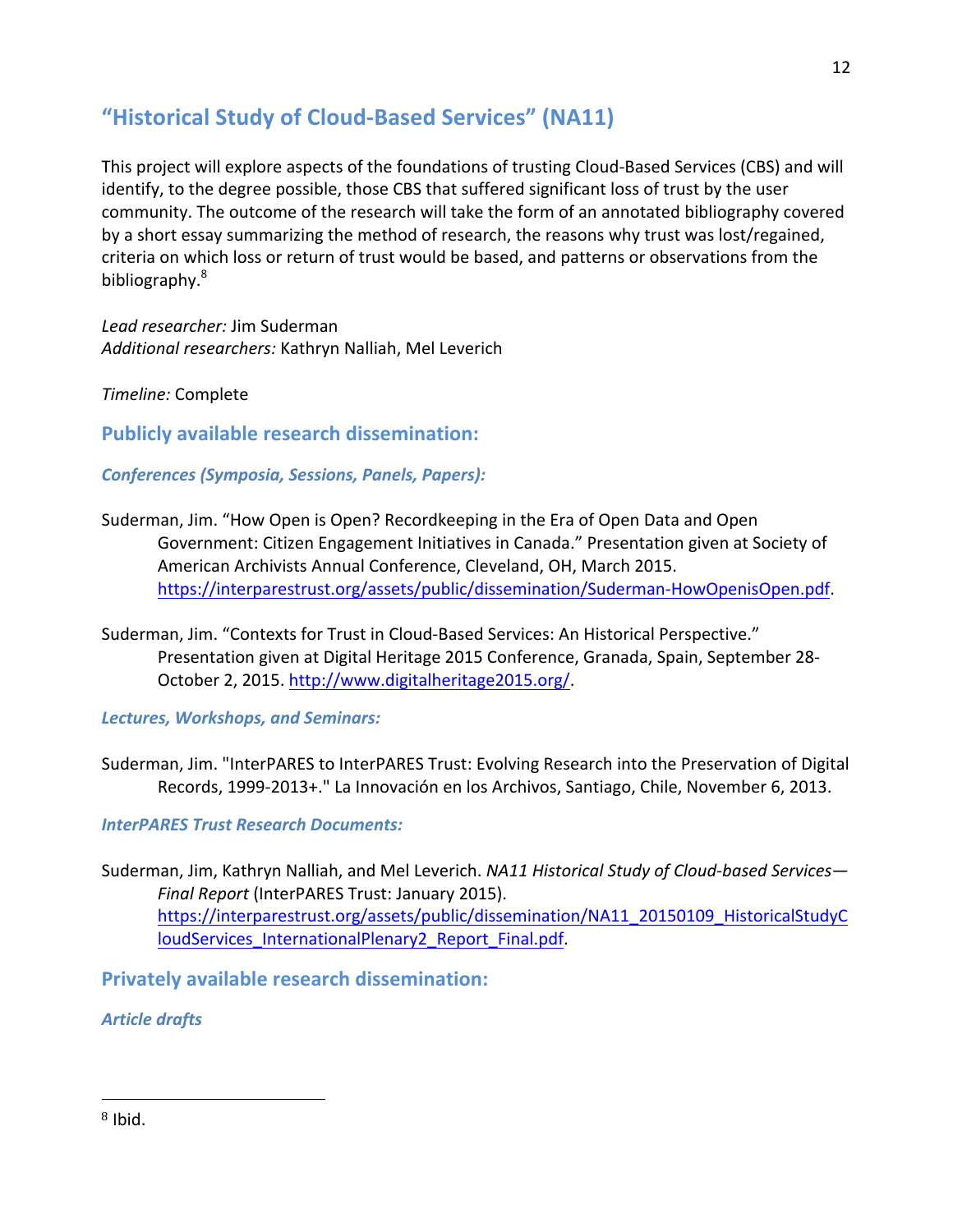## "Historical Study of Cloud-Based Services" (NA11)

This project will explore aspects of the foundations of trusting Cloud-Based Services (CBS) and will identify, to the degree possible, those CBS that suffered significant loss of trust by the user community. The outcome of the research will take the form of an annotated bibliography covered by a short essay summarizing the method of research, the reasons why trust was lost/regained, criteria on which loss or return of trust would be based, and patterns or observations from the bibliography.[8]

*Lead researcher:* Jim Suderman
*Additional researchers:* Kathryn Nalliah, Mel Leverich

*Timeline:* Complete

### Publicly available research dissemination:

#### *Conferences (Symposia, Sessions, Panels, Papers):*

Suderman, Jim. "How Open is Open? Recordkeeping in the Era of Open Data and Open Government: Citizen Engagement Initiatives in Canada." Presentation given at Society of American Archivists Annual Conference, Cleveland, OH, March 2015. https://interparestrust.org/assets/public/dissemination/Suderman-HowOpenisOpen.pdf.

Suderman, Jim. "Contexts for Trust in Cloud-Based Services: An Historical Perspective." Presentation given at Digital Heritage 2015 Conference, Granada, Spain, September 28-October 2, 2015. http://www.digitalheritage2015.org/.

#### *Lectures, Workshops, and Seminars:*

Suderman, Jim. "InterPARES to InterPARES Trust: Evolving Research into the Preservation of Digital Records, 1999-2013+." La Innovación en los Archivos, Santiago, Chile, November 6, 2013.

#### *InterPARES Trust Research Documents:*

Suderman, Jim, Kathryn Nalliah, and Mel Leverich. *NA11 Historical Study of Cloud-based Services—Final Report* (InterPARES Trust: January 2015). https://interparestrust.org/assets/public/dissemination/NA11_20150109_HistoricalStudyCloudServices_InternationalPlenary2_Report_Final.pdf.

### Privately available research dissemination:

#### *Article drafts*

---

[8] Ibid.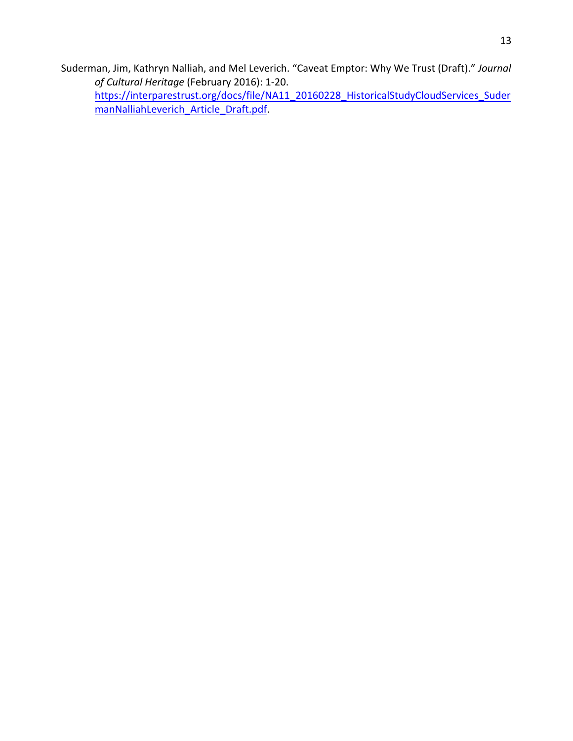Suderman, Jim, Kathryn Nalliah, and Mel Leverich. "Caveat Emptor: Why We Trust (Draft)." *Journal of Cultural Heritage* (February 2016): 1-20. [https://interparestrust.org/docs/file/NA11_20160228_HistoricalStudyCloudServices_SudermanNalliahLeverich_Article_Draft.pdf](https://interparestrust.org/docs/file/NA11_20160228_HistoricalStudyCloudServices_SudermanNalliahLeverich_Article_Draft.pdf).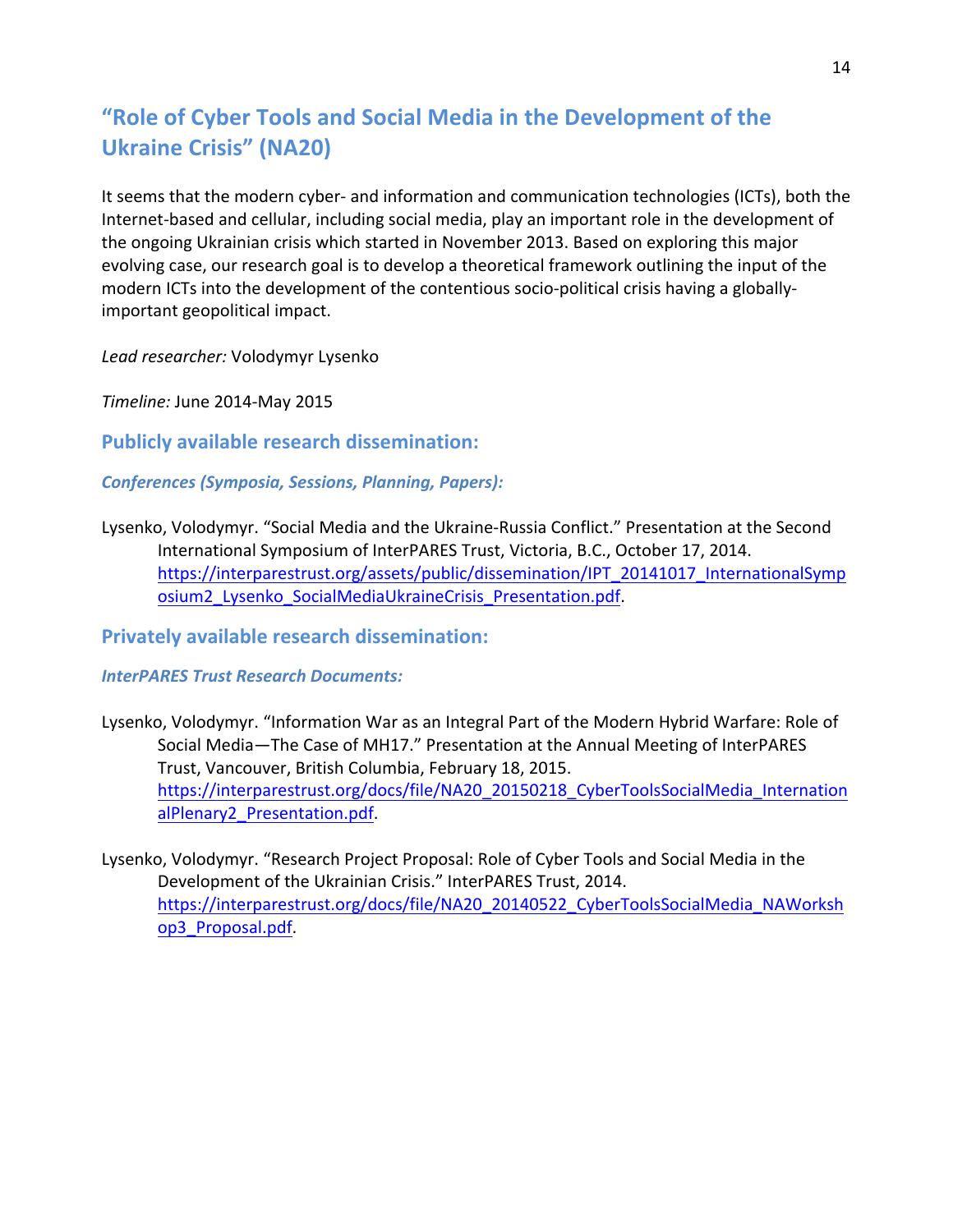## "Role of Cyber Tools and Social Media in the Development of the Ukraine Crisis" (NA20)

It seems that the modern cyber- and information and communication technologies (ICTs), both the Internet-based and cellular, including social media, play an important role in the development of the ongoing Ukrainian crisis which started in November 2013. Based on exploring this major evolving case, our research goal is to develop a theoretical framework outlining the input of the modern ICTs into the development of the contentious socio-political crisis having a globally-important geopolitical impact.

*Lead researcher:* Volodymyr Lysenko

*Timeline:* June 2014-May 2015

### Publicly available research dissemination:

#### *Conferences (Symposia, Sessions, Planning, Papers):*

Lysenko, Volodymyr. "Social Media and the Ukraine-Russia Conflict." Presentation at the Second International Symposium of InterPARES Trust, Victoria, B.C., October 17, 2014. https://interparestrust.org/assets/public/dissemination/IPT_20141017_InternationalSymposium2_Lysenko_SocialMediaUkraineCrisis_Presentation.pdf.

### Privately available research dissemination:

#### *InterPARES Trust Research Documents:*

Lysenko, Volodymyr. "Information War as an Integral Part of the Modern Hybrid Warfare: Role of Social Media—The Case of MH17." Presentation at the Annual Meeting of InterPARES Trust, Vancouver, British Columbia, February 18, 2015. https://interparestrust.org/docs/file/NA20_20150218_CyberToolsSocialMedia_InternationalPlenary2_Presentation.pdf.

Lysenko, Volodymyr. "Research Project Proposal: Role of Cyber Tools and Social Media in the Development of the Ukrainian Crisis." InterPARES Trust, 2014. https://interparestrust.org/docs/file/NA20_20140522_CyberToolsSocialMedia_NAWorkshop3_Proposal.pdf.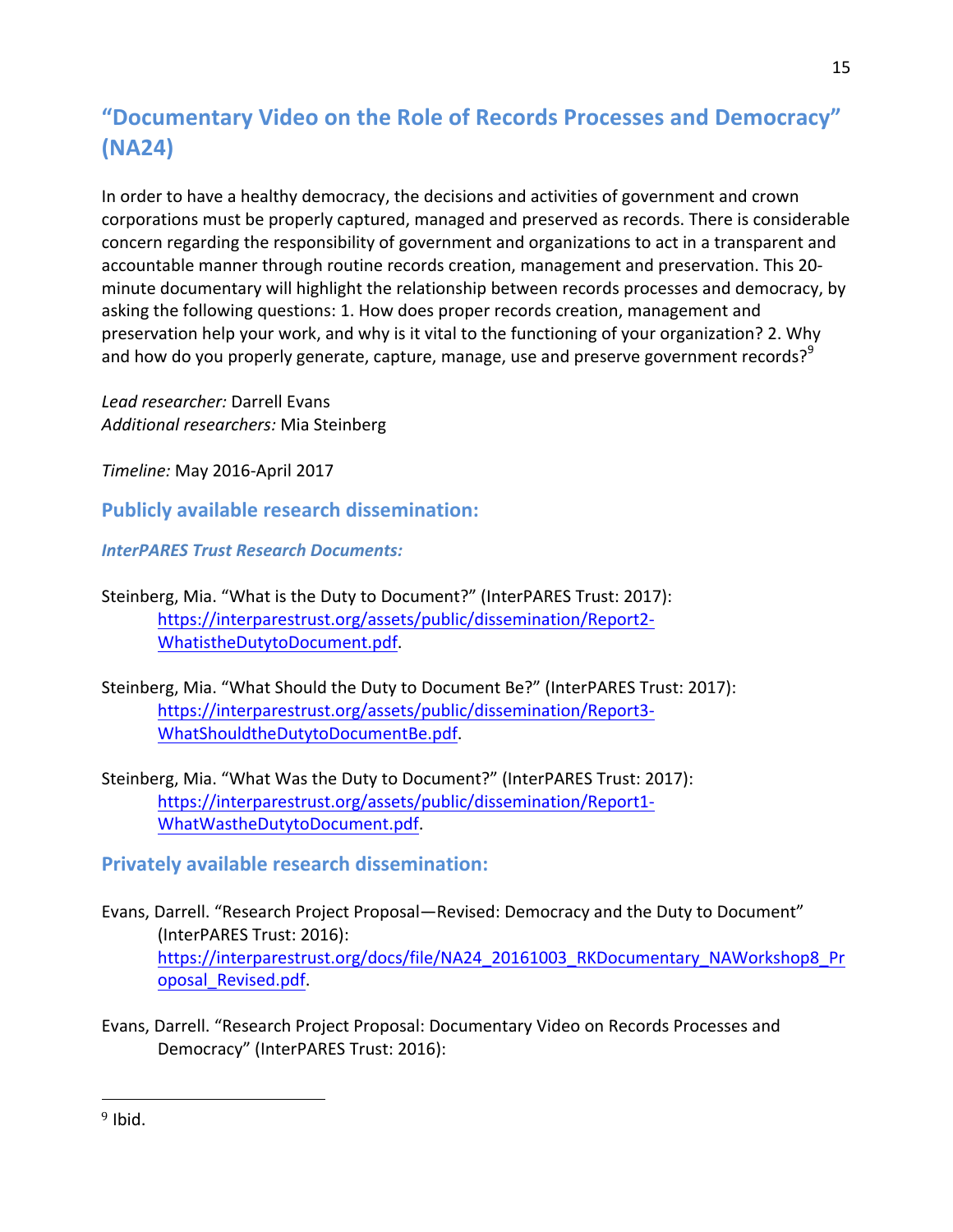## "Documentary Video on the Role of Records Processes and Democracy" (NA24)

In order to have a healthy democracy, the decisions and activities of government and crown corporations must be properly captured, managed and preserved as records. There is considerable concern regarding the responsibility of government and organizations to act in a transparent and accountable manner through routine records creation, management and preservation. This 20-minute documentary will highlight the relationship between records processes and democracy, by asking the following questions: 1. How does proper records creation, management and preservation help your work, and why is it vital to the functioning of your organization? 2. Why and how do you properly generate, capture, manage, use and preserve government records?[9]

*Lead researcher:* Darrell Evans
*Additional researchers:* Mia Steinberg

*Timeline:* May 2016-April 2017

### Publicly available research dissemination:

#### *InterPARES Trust Research Documents:*

Steinberg, Mia. "What is the Duty to Document?" (InterPARES Trust: 2017): https://interparestrust.org/assets/public/dissemination/Report2-WhatistheDutytoDocument.pdf.

Steinberg, Mia. "What Should the Duty to Document Be?" (InterPARES Trust: 2017): https://interparestrust.org/assets/public/dissemination/Report3-WhatShouldtheDutytoDocumentBe.pdf.

Steinberg, Mia. "What Was the Duty to Document?" (InterPARES Trust: 2017): https://interparestrust.org/assets/public/dissemination/Report1-WhatWastheDutytoDocument.pdf.

### Privately available research dissemination:

Evans, Darrell. "Research Project Proposal—Revised: Democracy and the Duty to Document" (InterPARES Trust: 2016): https://interparestrust.org/docs/file/NA24_20161003_RKDocumentary_NAWorkshop8_Proposal_Revised.pdf.

Evans, Darrell. "Research Project Proposal: Documentary Video on Records Processes and Democracy" (InterPARES Trust: 2016):

[9] Ibid.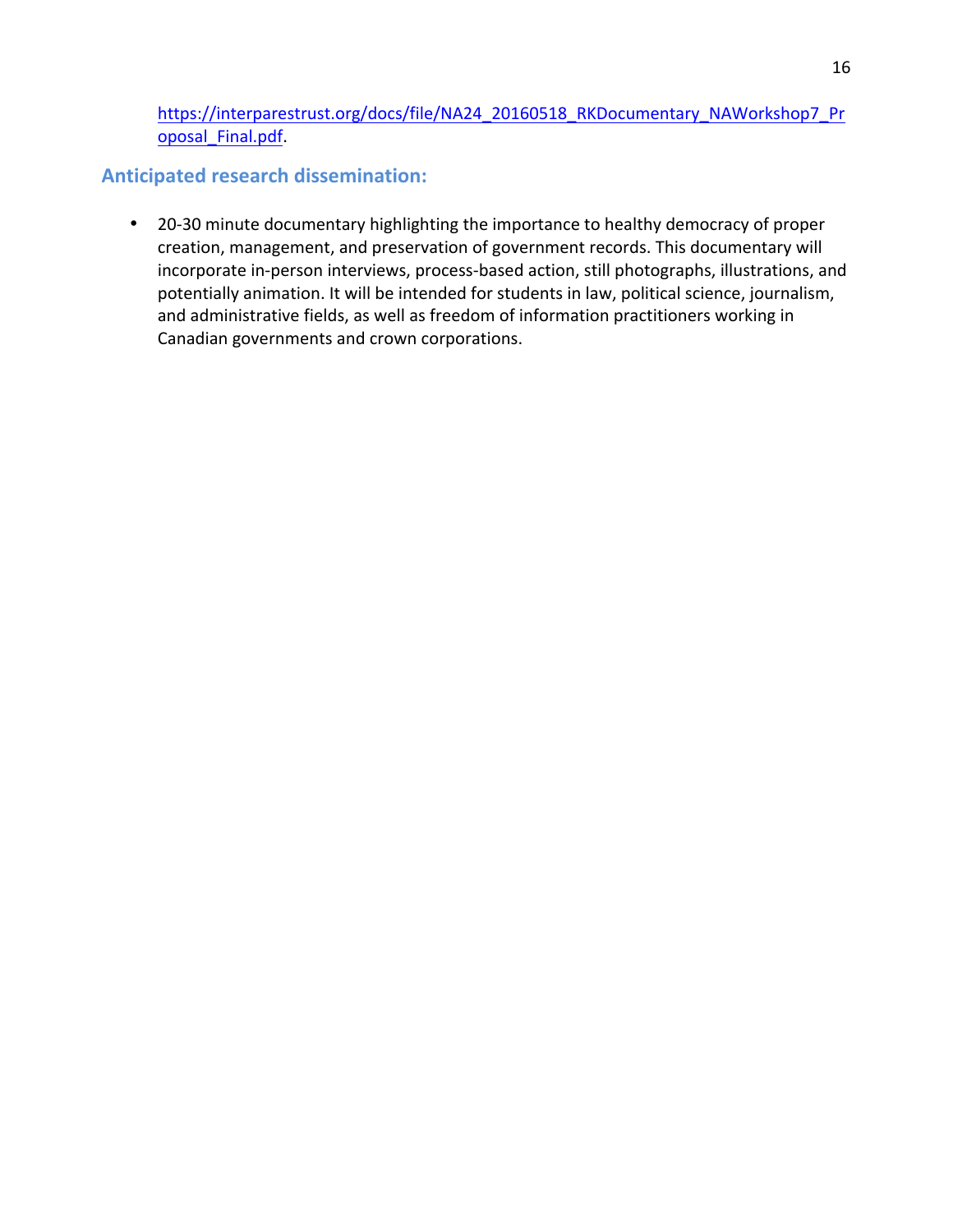https://interparestrust.org/docs/file/NA24_20160518_RKDocumentary_NAWorkshop7_Proposal_Final.pdf.

## Anticipated research dissemination:

- 20-30 minute documentary highlighting the importance to healthy democracy of proper creation, management, and preservation of government records. This documentary will incorporate in-person interviews, process-based action, still photographs, illustrations, and potentially animation. It will be intended for students in law, political science, journalism, and administrative fields, as well as freedom of information practitioners working in Canadian governments and crown corporations.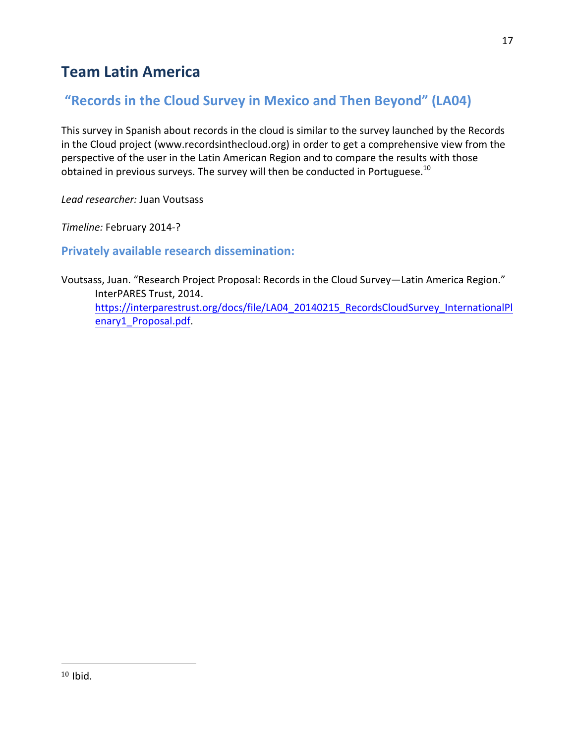# Team Latin America

## "Records in the Cloud Survey in Mexico and Then Beyond" (LA04)

This survey in Spanish about records in the cloud is similar to the survey launched by the Records in the Cloud project (www.recordsinthecloud.org) in order to get a comprehensive view from the perspective of the user in the Latin American Region and to compare the results with those obtained in previous surveys. The survey will then be conducted in Portuguese.[10]

*Lead researcher:* Juan Voutsass

*Timeline:* February 2014-?

### Privately available research dissemination:

Voutsass, Juan. "Research Project Proposal: Records in the Cloud Survey—Latin America Region." InterPARES Trust, 2014. https://interparestrust.org/docs/file/LA04_20140215_RecordsCloudSurvey_InternationalPlenary1_Proposal.pdf.

---

[10] Ibid.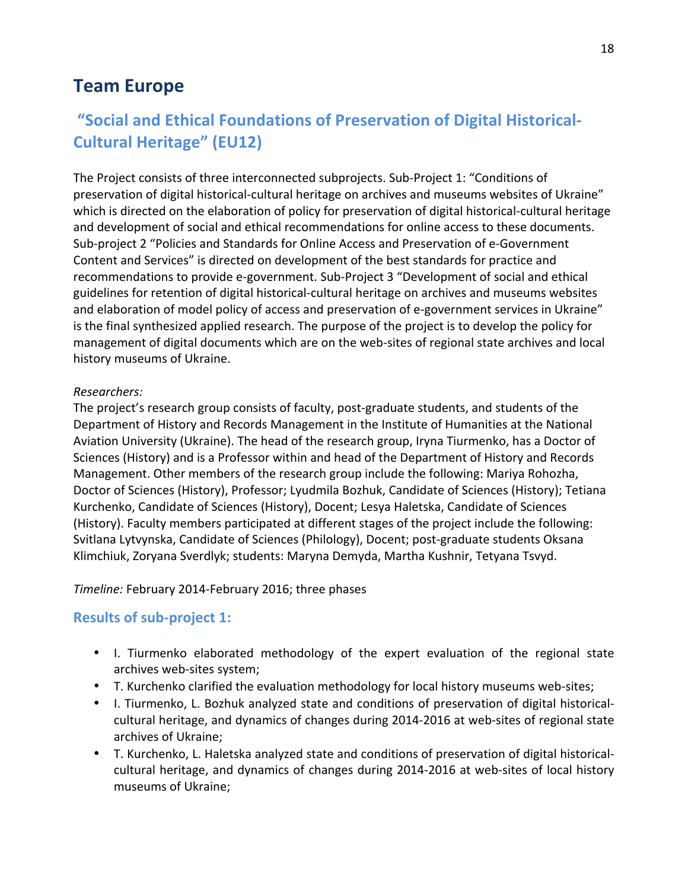# Team Europe

## "Social and Ethical Foundations of Preservation of Digital Historical-Cultural Heritage" (EU12)

The Project consists of three interconnected subprojects. Sub-Project 1: "Conditions of preservation of digital historical-cultural heritage on archives and museums websites of Ukraine" which is directed on the elaboration of policy for preservation of digital historical-cultural heritage and development of social and ethical recommendations for online access to these documents. Sub-project 2 "Policies and Standards for Online Access and Preservation of e-Government Content and Services" is directed on development of the best standards for practice and recommendations to provide e-government. Sub-Project 3 "Development of social and ethical guidelines for retention of digital historical-cultural heritage on archives and museums websites and elaboration of model policy of access and preservation of e-government services in Ukraine" is the final synthesized applied research. The purpose of the project is to develop the policy for management of digital documents which are on the web-sites of regional state archives and local history museums of Ukraine.

*Researchers:*
The project's research group consists of faculty, post-graduate students, and students of the Department of History and Records Management in the Institute of Humanities at the National Aviation University (Ukraine). The head of the research group, Iryna Tiurmenko, has a Doctor of Sciences (History) and is a Professor within and head of the Department of History and Records Management. Other members of the research group include the following: Mariya Rohozha, Doctor of Sciences (History), Professor; Lyudmila Bozhuk, Candidate of Sciences (History); Tetiana Kurchenko, Candidate of Sciences (History), Docent; Lesya Haletska, Candidate of Sciences (History). Faculty members participated at different stages of the project include the following: Svitlana Lytvynska, Candidate of Sciences (Philology), Docent; post-graduate students Oksana Klimchiuk, Zoryana Sverdlyk; students: Maryna Demyda, Martha Kushnir, Tetyana Tsvyd.

*Timeline:* February 2014-February 2016; three phases

### Results of sub-project 1:

- I. Tiurmenko elaborated methodology of the expert evaluation of the regional state archives web-sites system;
- T. Kurchenko clarified the evaluation methodology for local history museums web-sites;
- I. Tiurmenko, L. Bozhuk analyzed state and conditions of preservation of digital historical-cultural heritage, and dynamics of changes during 2014-2016 at web-sites of regional state archives of Ukraine;
- T. Kurchenko, L. Haletska analyzed state and conditions of preservation of digital historical-cultural heritage, and dynamics of changes during 2014-2016 at web-sites of local history museums of Ukraine;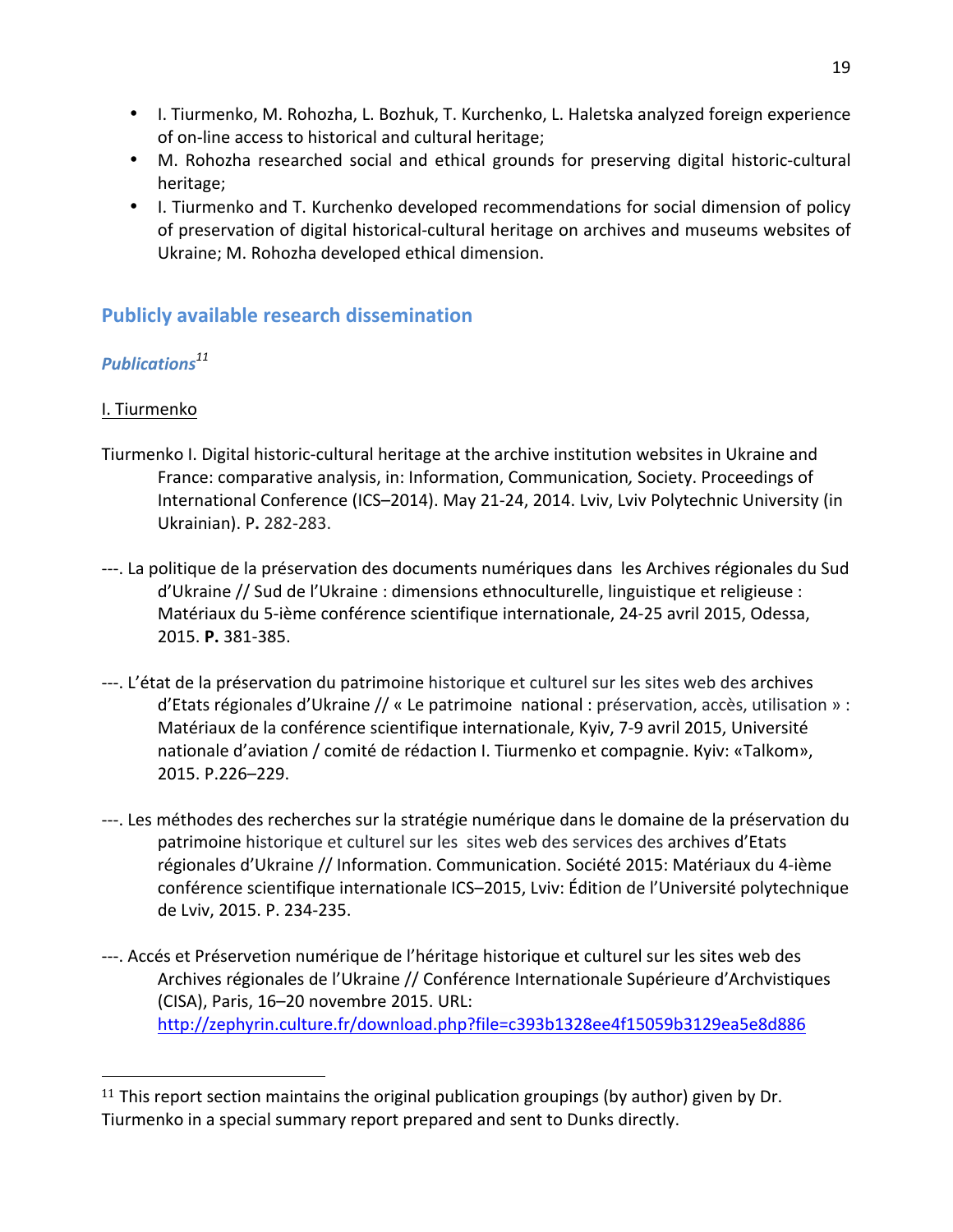- I. Tiurmenko, M. Rohozha, L. Bozhuk, T. Kurchenko, L. Haletska analyzed foreign experience of on-line access to historical and cultural heritage;
- M. Rohozha researched social and ethical grounds for preserving digital historic-cultural heritage;
- I. Tiurmenko and T. Kurchenko developed recommendations for social dimension of policy of preservation of digital historical-cultural heritage on archives and museums websites of Ukraine; M. Rohozha developed ethical dimension.

## Publicly available research dissemination

### *Publications*[11]

I. Tiurmenko

Tiurmenko I. Digital historic-cultural heritage at the archive institution websites in Ukraine and France: comparative analysis, in: Information, Communication*,* Society. Proceedings of International Conference (ICS–2014). May 21-24, 2014. Lviv, Lviv Polytechnic University (in Ukrainian). P**.** 282-283.

---. La politique de la préservation des documents numériques dans les Archives régionales du Sud d'Ukraine // Sud de l'Ukraine : dimensions ethnoculturelle, linguistique et religieuse : Matériaux du 5-ième conférence scientifique internationale, 24-25 avril 2015, Odessa, 2015. **P.** 381-385.

---. L'état de la préservation du patrimoine historique et culturel sur les sites web des archives d'Etats régionales d'Ukraine // « Le patrimoine national : préservation, accès, utilisation » : Matériaux de la conférence scientifique internationale, Kyiv, 7-9 avril 2015, Université nationale d'aviation / comité de rédaction I. Tiurmenko et compagnie. Kyiv: «Talkom», 2015. P.226–229.

---. Les méthodes des recherches sur la stratégie numérique dans le domaine de la préservation du patrimoine historique et culturel sur les sites web des services des archives d'Etats régionales d'Ukraine // Information. Communication. Société 2015: Matériaux du 4-ième conférence scientifique internationale ICS–2015, Lviv: Édition de l'Université polytechnique de Lviv, 2015. P. 234-235.

---. Accés et Préservetion numérique de l'héritage historique et culturel sur les sites web des Archives régionales de l'Ukraine // Conférence Internationale Supérieure d'Archvistiques (CISA), Paris, 16–20 novembre 2015. URL: http://zephyrin.culture.fr/download.php?file=c393b1328ee4f15059b3129ea5e8d886

---

[11] This report section maintains the original publication groupings (by author) given by Dr. Tiurmenko in a special summary report prepared and sent to Dunks directly.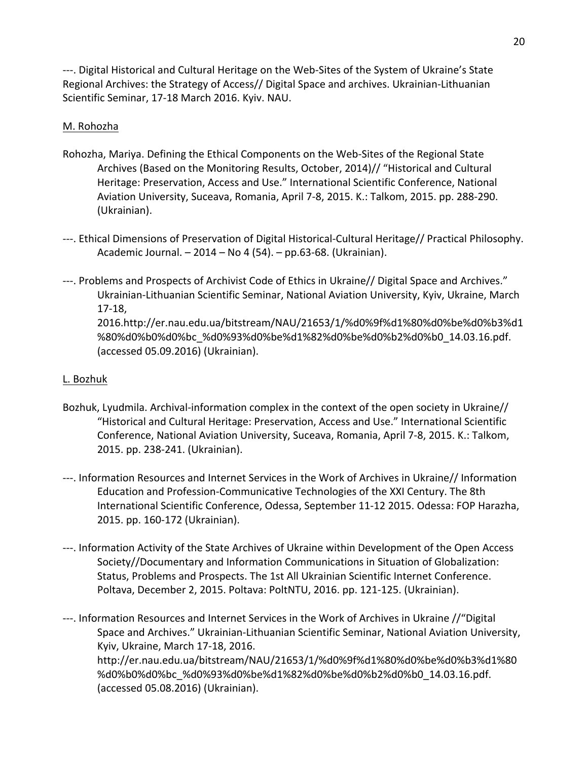---. Digital Historical and Cultural Heritage on the Web-Sites of the System of Ukraine's State Regional Archives: the Strategy of Access// Digital Space and archives. Ukrainian-Lithuanian Scientific Seminar, 17-18 March 2016. Kyiv. NAU.

<u>M. Rohozha</u>

Rohozha, Mariya. Defining the Ethical Components on the Web-Sites of the Regional State Archives (Based on the Monitoring Results, October, 2014)// "Historical and Cultural Heritage: Preservation, Access and Use." International Scientific Conference, National Aviation University, Suceava, Romania, April 7-8, 2015. K.: Talkom, 2015. pp. 288-290. (Ukrainian).

---. Ethical Dimensions of Preservation of Digital Historical-Cultural Heritage// Practical Philosophy. Academic Journal. – 2014 – No 4 (54). – pp.63-68. (Ukrainian).

---. Problems and Prospects of Archivist Code of Ethics in Ukraine// Digital Space and Archives." Ukrainian-Lithuanian Scientific Seminar, National Aviation University, Kyiv, Ukraine, March 17-18, 2016.http://er.nau.edu.ua/bitstream/NAU/21653/1/%d0%9f%d1%80%d0%be%d0%b3%d1%80%d0%b0%d0%bc_%d0%93%d0%be%d1%82%d0%be%d0%b2%d0%b0_14.03.16.pdf. (accessed 05.09.2016) (Ukrainian).

<u>L. Bozhuk</u>

Bozhuk, Lyudmila. Archival-information complex in the context of the open society in Ukraine// "Historical and Cultural Heritage: Preservation, Access and Use." International Scientific Conference, National Aviation University, Suceava, Romania, April 7-8, 2015. K.: Talkom, 2015. pp. 238-241. (Ukrainian).

---. Information Resources and Internet Services in the Work of Archives in Ukraine// Information Education and Profession-Communicative Technologies of the XXI Century. The 8th International Scientific Conference, Odessa, September 11-12 2015. Odessa: FOP Harazha, 2015. pp. 160-172 (Ukrainian).

---. Information Activity of the State Archives of Ukraine within Development of the Open Access Society//Documentary and Information Communications in Situation of Globalization: Status, Problems and Prospects. The 1st All Ukrainian Scientific Internet Conference. Poltava, December 2, 2015. Poltava: PoltNTU, 2016. pp. 121-125. (Ukrainian).

---. Information Resources and Internet Services in the Work of Archives in Ukraine //"Digital Space and Archives." Ukrainian-Lithuanian Scientific Seminar, National Aviation University, Kyiv, Ukraine, March 17-18, 2016. http://er.nau.edu.ua/bitstream/NAU/21653/1/%d0%9f%d1%80%d0%be%d0%b3%d1%80%d0%b0%d0%bc_%d0%93%d0%be%d1%82%d0%be%d0%b2%d0%b0_14.03.16.pdf. (accessed 05.08.2016) (Ukrainian).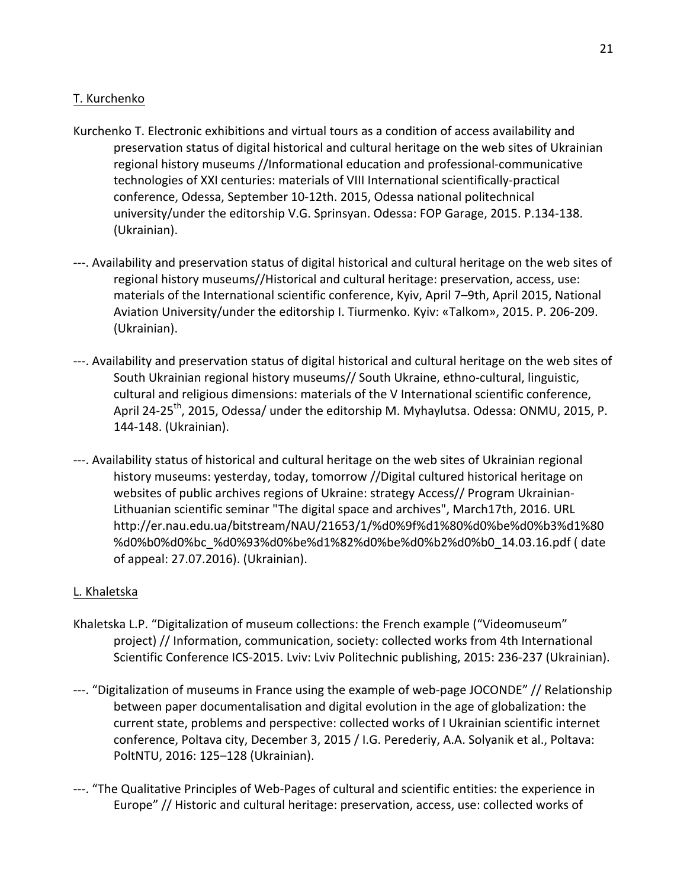T. Kurchenko

Kurchenko T. Electronic exhibitions and virtual tours as a condition of access availability and preservation status of digital historical and cultural heritage on the web sites of Ukrainian regional history museums //Informational education and professional-communicative technologies of XXI centuries: materials of VIII International scientifically-practical conference, Odessa, September 10-12th. 2015, Odessa national politechnical university/under the editorship V.G. Sprinsyan. Odessa: FOP Garage, 2015. P.134-138. (Ukrainian).

---. Availability and preservation status of digital historical and cultural heritage on the web sites of regional history museums//Historical and cultural heritage: preservation, access, use: materials of the International scientific conference, Kyiv, April 7–9th, April 2015, National Aviation University/under the editorship I. Tiurmenko. Kyiv: «Talkom», 2015. P. 206-209. (Ukrainian).

---. Availability and preservation status of digital historical and cultural heritage on the web sites of South Ukrainian regional history museums// South Ukraine, ethno-cultural, linguistic, cultural and religious dimensions: materials of the V International scientific conference, April 24-25th, 2015, Odessa/ under the editorship M. Myhaylutsa. Odessa: ONMU, 2015, P. 144-148. (Ukrainian).

---. Availability status of historical and cultural heritage on the web sites of Ukrainian regional history museums: yesterday, today, tomorrow //Digital cultured historical heritage on websites of public archives regions of Ukraine: strategy Access// Program Ukrainian-Lithuanian scientific seminar "The digital space and archives", March17th, 2016. URL http://er.nau.edu.ua/bitstream/NAU/21653/1/%d0%9f%d1%80%d0%be%d0%b3%d1%80%d0%b0%d0%bc_%d0%93%d0%be%d1%82%d0%be%d0%b2%d0%b0_14.03.16.pdf ( date of appeal: 27.07.2016). (Ukrainian).

L. Khaletska

Khaletska L.P. "Digitalization of museum collections: the French example ("Videomuseum" project) // Information, communication, society: collected works from 4th International Scientific Conference ICS-2015. Lviv: Lviv Politechnic publishing, 2015: 236-237 (Ukrainian).

---. "Digitalization of museums in France using the example of web-page JOCONDE" // Relationship between paper documentalisation and digital evolution in the age of globalization: the current state, problems and perspective: collected works of I Ukrainian scientific internet conference, Poltava city, December 3, 2015 / I.G. Perederiy, A.A. Solyanik et al., Poltava: PoltNTU, 2016: 125–128 (Ukrainian).

---. "The Qualitative Principles of Web-Pages of cultural and scientific entities: the experience in Europe" // Historic and cultural heritage: preservation, access, use: collected works of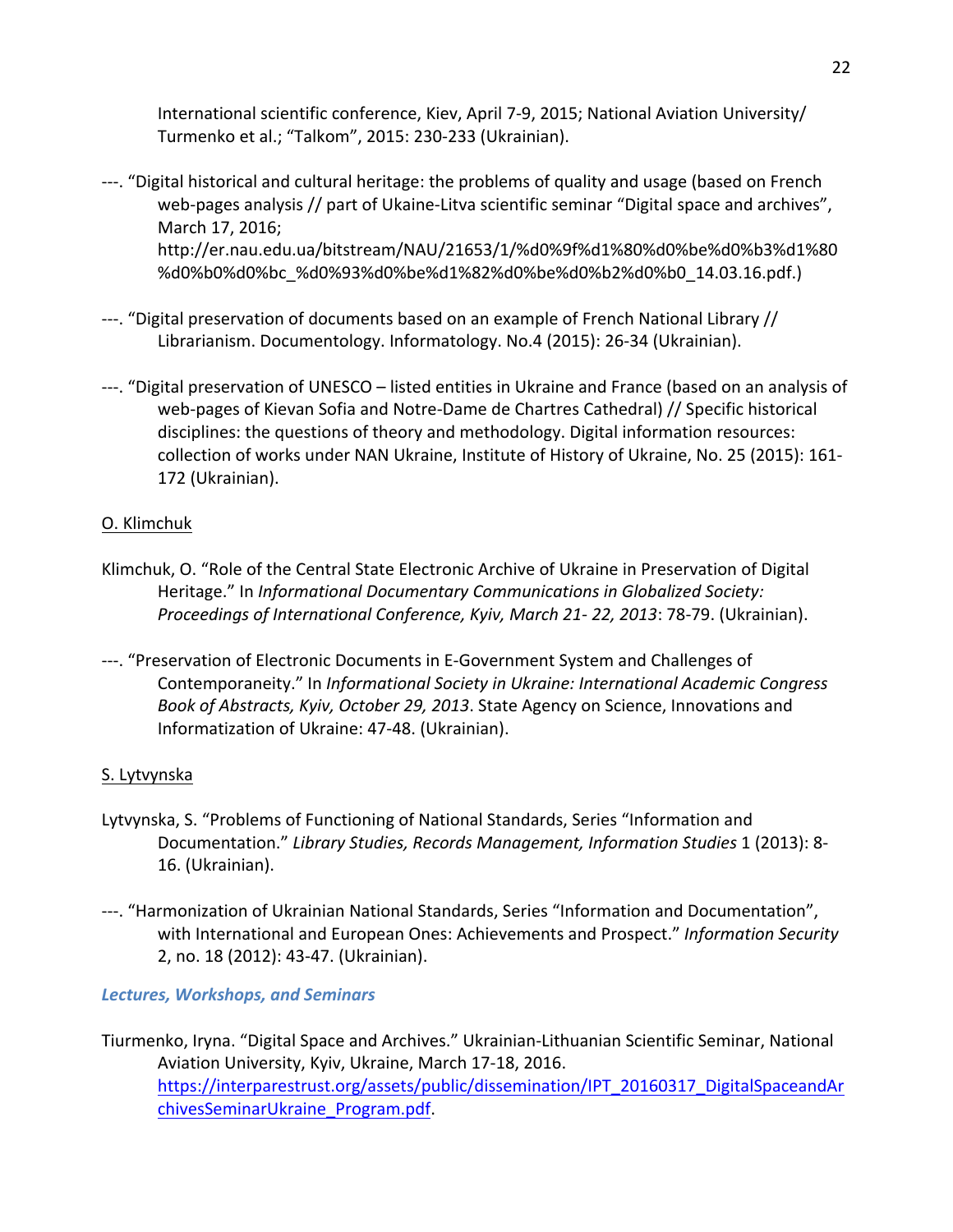International scientific conference, Kiev, April 7-9, 2015; National Aviation University/ Turmenko et al.; "Talkom", 2015: 230-233 (Ukrainian).

---. "Digital historical and cultural heritage: the problems of quality and usage (based on French web-pages analysis // part of Ukaine-Litva scientific seminar "Digital space and archives", March 17, 2016; http://er.nau.edu.ua/bitstream/NAU/21653/1/%d0%9f%d1%80%d0%be%d0%b3%d1%80%d0%b0%d0%bc_%d0%93%d0%be%d1%82%d0%be%d0%b2%d0%b0_14.03.16.pdf.)

---. "Digital preservation of documents based on an example of French National Library // Librarianism. Documentology. Informatology. No.4 (2015): 26-34 (Ukrainian).

---. "Digital preservation of UNESCO – listed entities in Ukraine and France (based on an analysis of web-pages of Kievan Sofia and Notre-Dame de Chartres Cathedral) // Specific historical disciplines: the questions of theory and methodology. Digital information resources: collection of works under NAN Ukraine, Institute of History of Ukraine, No. 25 (2015): 161-172 (Ukrainian).

O. Klimchuk

Klimchuk, O. "Role of the Central State Electronic Archive of Ukraine in Preservation of Digital Heritage." In *Informational Documentary Communications in Globalized Society: Proceedings of International Conference, Kyiv, March 21- 22, 2013*: 78-79. (Ukrainian).

---. "Preservation of Electronic Documents in E-Government System and Challenges of Contemporaneity." In *Informational Society in Ukraine: International Academic Congress Book of Abstracts, Kyiv, October 29, 2013*. State Agency on Science, Innovations and Informatization of Ukraine: 47-48. (Ukrainian).

S. Lytvynska

Lytvynska, S. "Problems of Functioning of National Standards, Series "Information and Documentation." *Library Studies, Records Management, Information Studies* 1 (2013): 8-16. (Ukrainian).

---. "Harmonization of Ukrainian National Standards, Series "Information and Documentation", with International and European Ones: Achievements and Prospect." *Information Security* 2, no. 18 (2012): 43-47. (Ukrainian).

### *Lectures, Workshops, and Seminars*

Tiurmenko, Iryna. "Digital Space and Archives." Ukrainian-Lithuanian Scientific Seminar, National Aviation University, Kyiv, Ukraine, March 17-18, 2016. https://interparestrust.org/assets/public/dissemination/IPT_20160317_DigitalSpaceandArchivesSeminarUkraine_Program.pdf.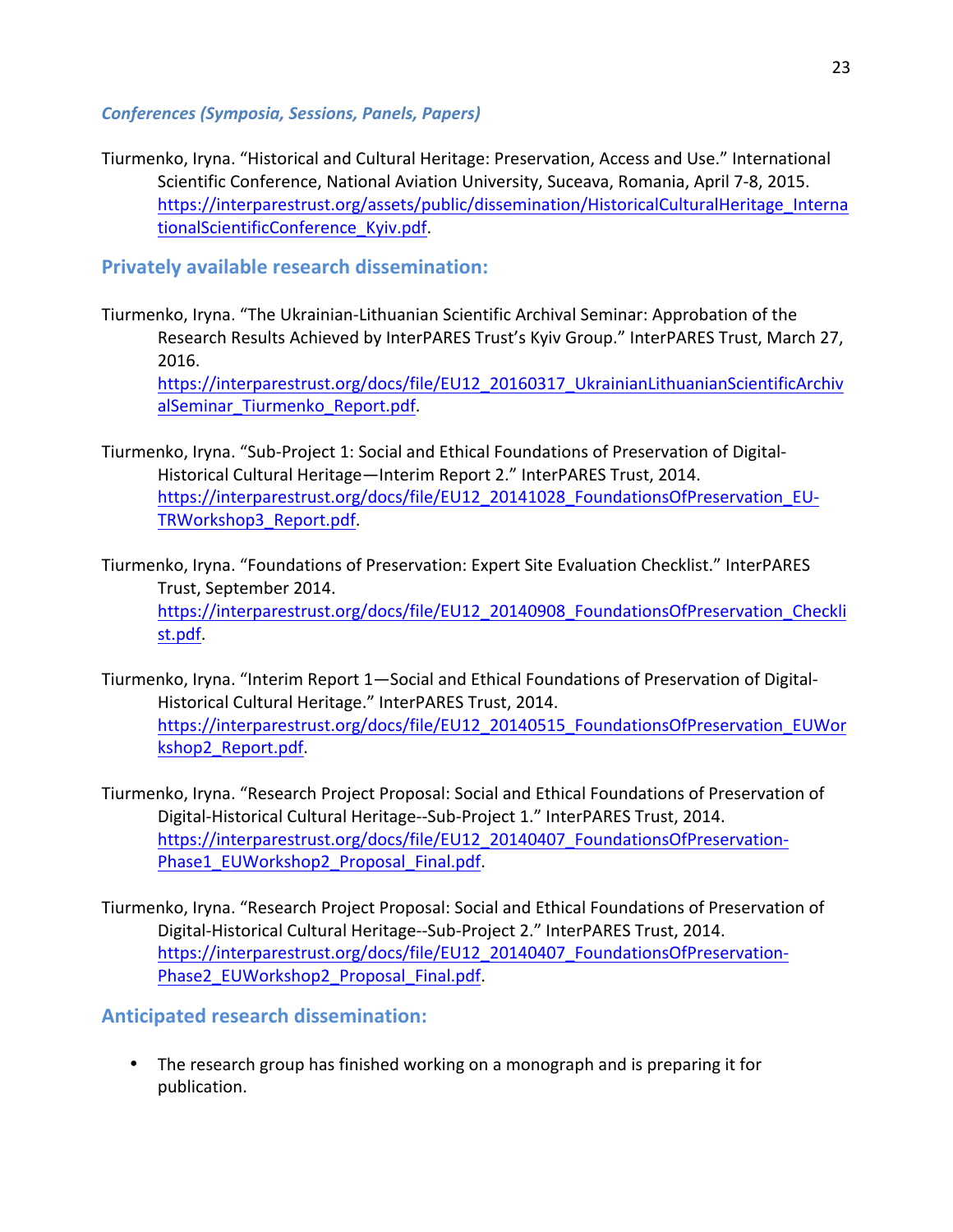### *Conferences (Symposia, Sessions, Panels, Papers)*

Tiurmenko, Iryna. "Historical and Cultural Heritage: Preservation, Access and Use." International Scientific Conference, National Aviation University, Suceava, Romania, April 7-8, 2015. https://interparestrust.org/assets/public/dissemination/HistoricalCulturalHeritage_InternationalScientificConference_Kyiv.pdf.

## Privately available research dissemination:

Tiurmenko, Iryna. "The Ukrainian-Lithuanian Scientific Archival Seminar: Approbation of the Research Results Achieved by InterPARES Trust's Kyiv Group." InterPARES Trust, March 27, 2016. https://interparestrust.org/docs/file/EU12_20160317_UkrainianLithuanianScientificArchivalSeminar_Tiurmenko_Report.pdf.

Tiurmenko, Iryna. "Sub-Project 1: Social and Ethical Foundations of Preservation of Digital-Historical Cultural Heritage—Interim Report 2." InterPARES Trust, 2014. https://interparestrust.org/docs/file/EU12_20141028_FoundationsOfPreservation_EU-TRWorkshop3_Report.pdf.

Tiurmenko, Iryna. "Foundations of Preservation: Expert Site Evaluation Checklist." InterPARES Trust, September 2014. https://interparestrust.org/docs/file/EU12_20140908_FoundationsOfPreservation_Checklist.pdf.

Tiurmenko, Iryna. "Interim Report 1—Social and Ethical Foundations of Preservation of Digital-Historical Cultural Heritage." InterPARES Trust, 2014. https://interparestrust.org/docs/file/EU12_20140515_FoundationsOfPreservation_EUWorkshop2_Report.pdf.

Tiurmenko, Iryna. "Research Project Proposal: Social and Ethical Foundations of Preservation of Digital-Historical Cultural Heritage--Sub-Project 1." InterPARES Trust, 2014. https://interparestrust.org/docs/file/EU12_20140407_FoundationsOfPreservation-Phase1_EUWorkshop2_Proposal_Final.pdf.

Tiurmenko, Iryna. "Research Project Proposal: Social and Ethical Foundations of Preservation of Digital-Historical Cultural Heritage--Sub-Project 2." InterPARES Trust, 2014. https://interparestrust.org/docs/file/EU12_20140407_FoundationsOfPreservation-Phase2_EUWorkshop2_Proposal_Final.pdf.

## Anticipated research dissemination:

- The research group has finished working on a monograph and is preparing it for publication.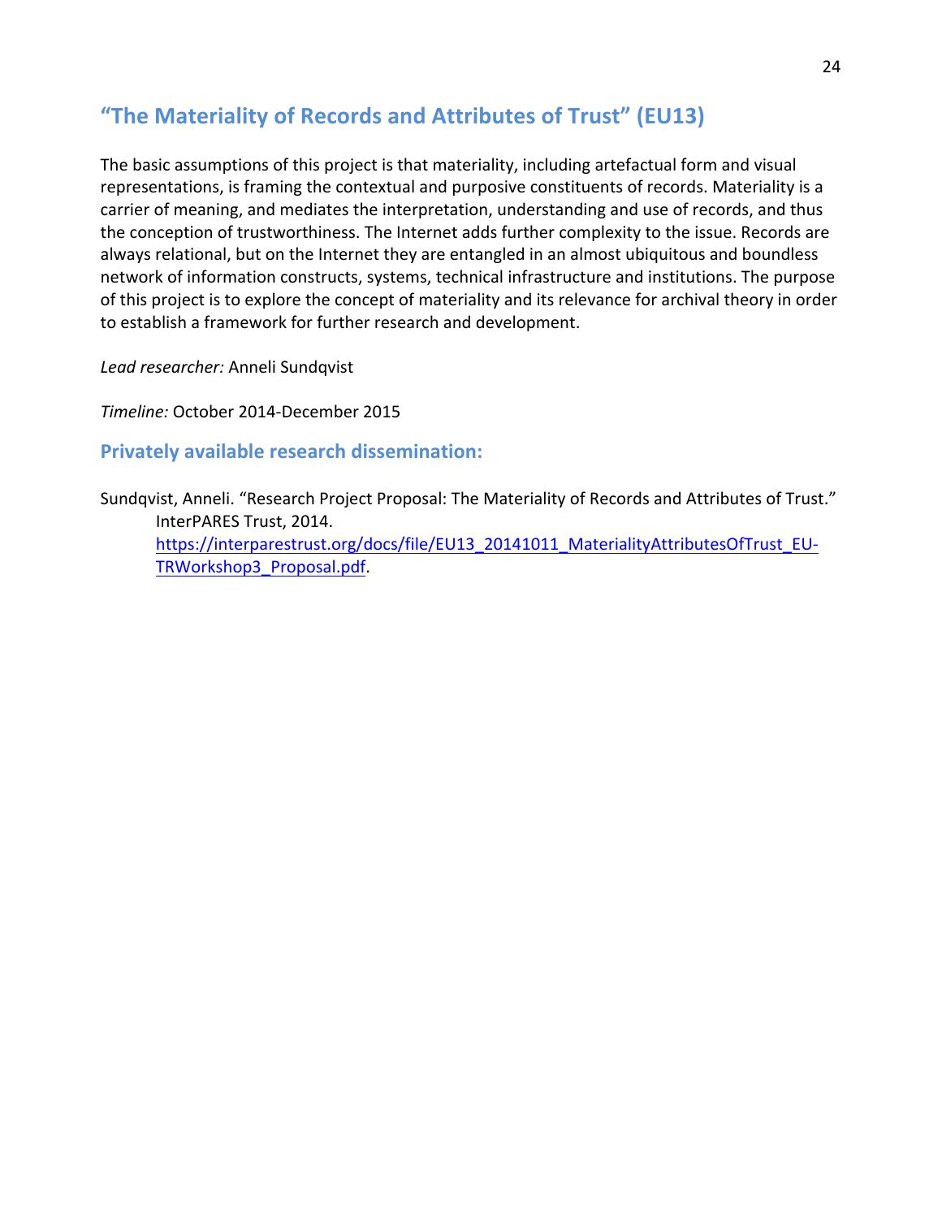## "The Materiality of Records and Attributes of Trust" (EU13)

The basic assumptions of this project is that materiality, including artefactual form and visual representations, is framing the contextual and purposive constituents of records. Materiality is a carrier of meaning, and mediates the interpretation, understanding and use of records, and thus the conception of trustworthiness. The Internet adds further complexity to the issue. Records are always relational, but on the Internet they are entangled in an almost ubiquitous and boundless network of information constructs, systems, technical infrastructure and institutions. The purpose of this project is to explore the concept of materiality and its relevance for archival theory in order to establish a framework for further research and development.

*Lead researcher:* Anneli Sundqvist

*Timeline:* October 2014-December 2015

### Privately available research dissemination:

Sundqvist, Anneli. "Research Project Proposal: The Materiality of Records and Attributes of Trust." InterPARES Trust, 2014. https://interparestrust.org/docs/file/EU13_20141011_MaterialityAttributesOfTrust_EU-TRWorkshop3_Proposal.pdf.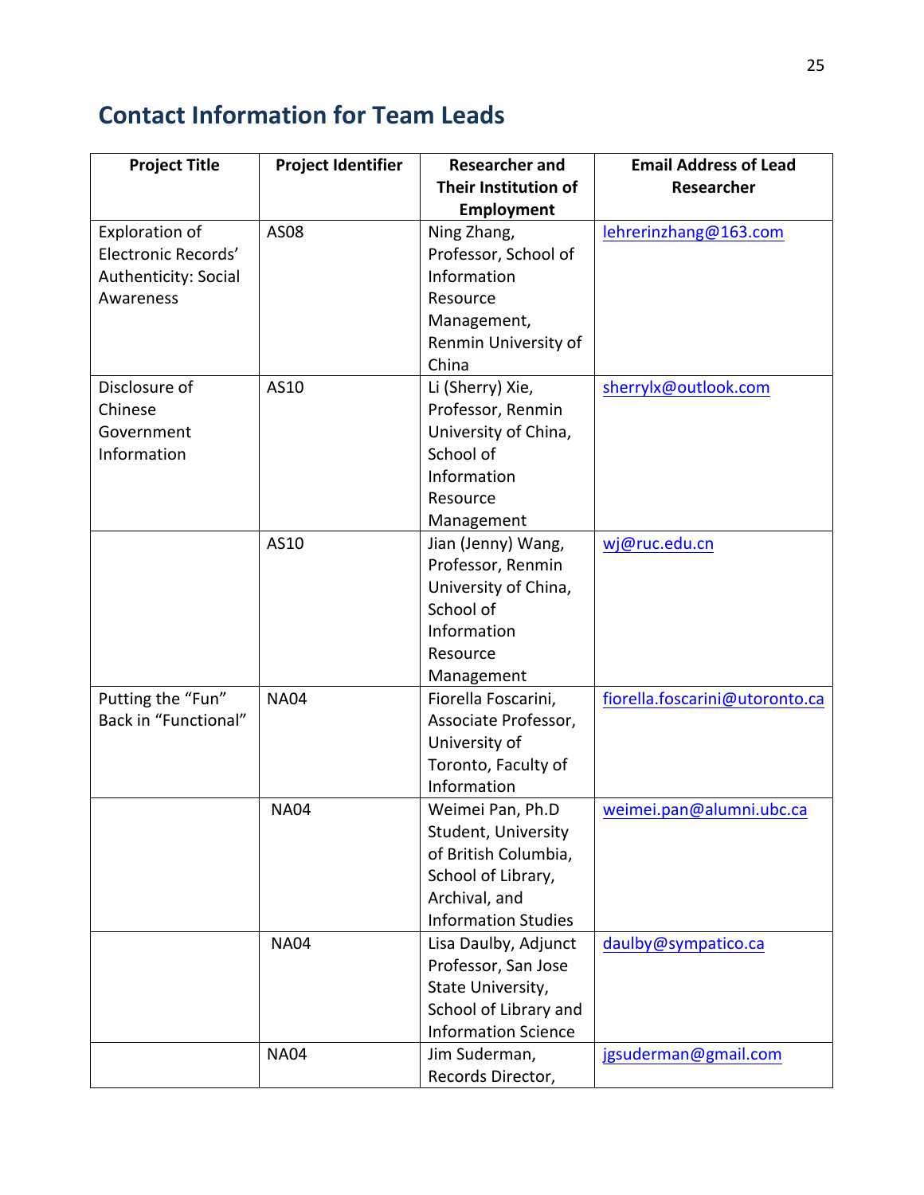## Contact Information for Team Leads

| Project Title | Project Identifier | Researcher and Their Institution of Employment | Email Address of Lead Researcher |
|---|---|---|---|
| Exploration of Electronic Records' Authenticity: Social Awareness | AS08 | Ning Zhang, Professor, School of Information Resource Management, Renmin University of China | lehrerinzhang@163.com |
| Disclosure of Chinese Government Information | AS10 | Li (Sherry) Xie, Professor, Renmin University of China, School of Information Resource Management | sherrylx@outlook.com |
| | AS10 | Jian (Jenny) Wang, Professor, Renmin University of China, School of Information Resource Management | wj@ruc.edu.cn |
| Putting the "Fun" Back in "Functional" | NA04 | Fiorella Foscarini, Associate Professor, University of Toronto, Faculty of Information | fiorella.foscarini@utoronto.ca |
| | NA04 | Weimei Pan, Ph.D Student, University of British Columbia, School of Library, Archival, and Information Studies | weimei.pan@alumni.ubc.ca |
| | NA04 | Lisa Daulby, Adjunct Professor, San Jose State University, School of Library and Information Science | daulby@sympatico.ca |
| | NA04 | Jim Suderman, Records Director, | jgsuderman@gmail.com |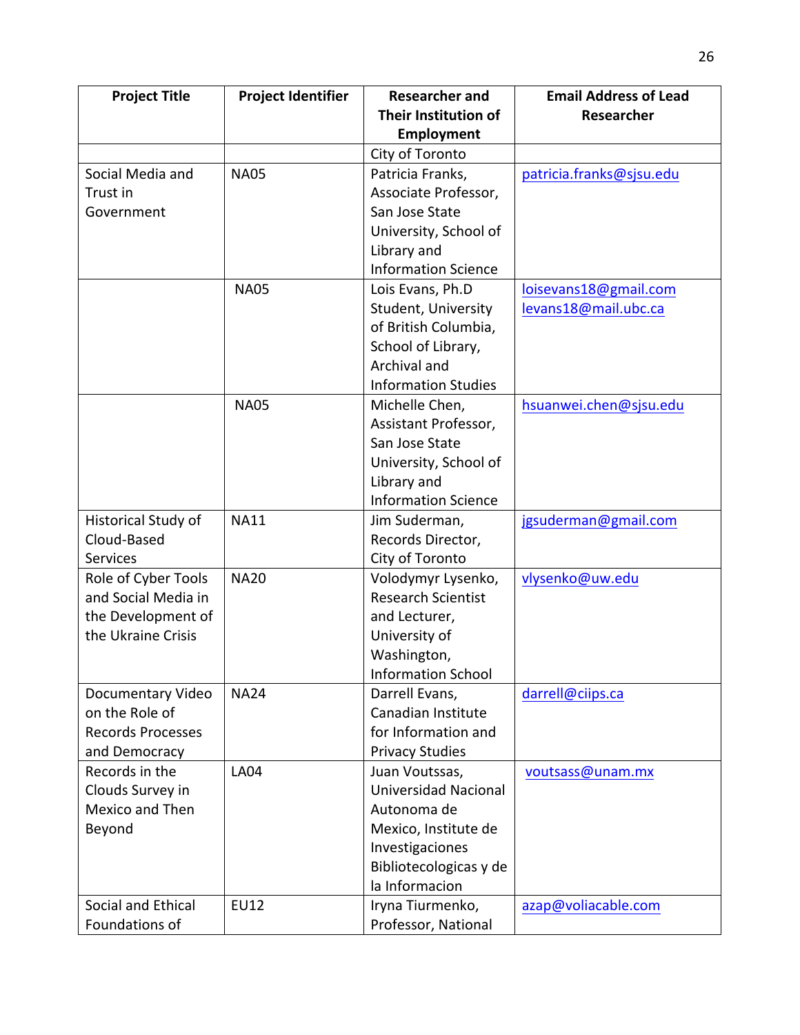| Project Title | Project Identifier | Researcher and Their Institution of Employment | Email Address of Lead Researcher |
|---|---|---|---|
| | | City of Toronto | |
| Social Media and Trust in Government | NA05 | Patricia Franks, Associate Professor, San Jose State University, School of Library and Information Science | patricia.franks@sjsu.edu |
| | NA05 | Lois Evans, Ph.D Student, University of British Columbia, School of Library, Archival and Information Studies | loisevans18@gmail.com levans18@mail.ubc.ca |
| | NA05 | Michelle Chen, Assistant Professor, San Jose State University, School of Library and Information Science | hsuanwei.chen@sjsu.edu |
| Historical Study of Cloud-Based Services | NA11 | Jim Suderman, Records Director, City of Toronto | jgsuderman@gmail.com |
| Role of Cyber Tools and Social Media in the Development of the Ukraine Crisis | NA20 | Volodymyr Lysenko, Research Scientist and Lecturer, University of Washington, Information School | vlysenko@uw.edu |
| Documentary Video on the Role of Records Processes and Democracy | NA24 | Darrell Evans, Canadian Institute for Information and Privacy Studies | darrell@ciips.ca |
| Records in the Clouds Survey in Mexico and Then Beyond | LA04 | Juan Voutssas, Universidad Nacional Autonoma de Mexico, Institute de Investigaciones Bibliotecologicas y de la Informacion | voutsass@unam.mx |
| Social and Ethical Foundations of | EU12 | Iryna Tiurmenko, Professor, National | azap@voliacable.com |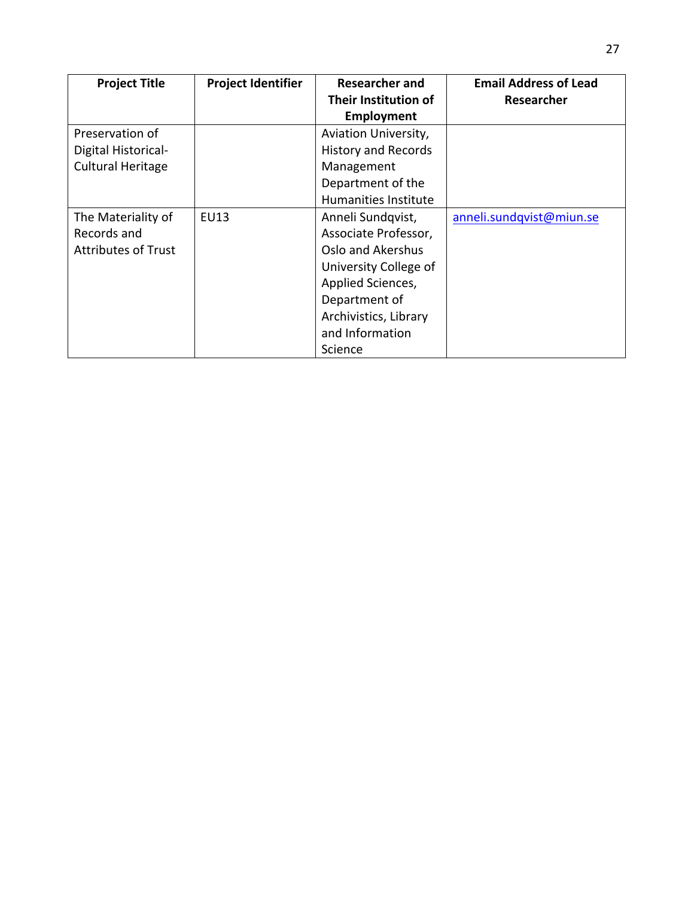| Project Title | Project Identifier | Researcher and Their Institution of Employment | Email Address of Lead Researcher |
|---|---|---|---|
| Preservation of Digital Historical-Cultural Heritage | | Aviation University, History and Records Management Department of the Humanities Institute | |
| The Materiality of Records and Attributes of Trust | EU13 | Anneli Sundqvist, Associate Professor, Oslo and Akershus University College of Applied Sciences, Department of Archivistics, Library and Information Science | anneli.sundqvist@miun.se |